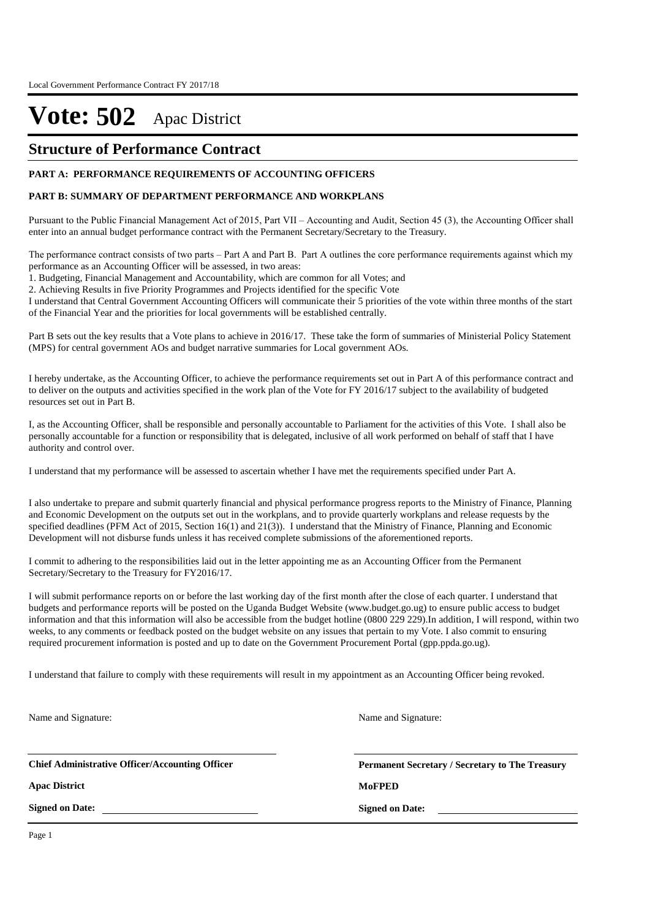# Vote: 502 Apac District

## Structure of Performance Contract

**PART A: PERFORMANCE REQUIREMENTS OF ACCOUNTING OFFICERS**

**PART B: SUMMARY OF DEPARTMENT PERFORMANCE AND WORKPLANS**

Pursuant to the Public Financial Management Act of 2015, Part VII – Accounting and Audit, Section 45 (3), the Accounting Officer shall enter into an annual budget performance contract with the Permanent Secretary/Secretary to the Treasury.

The performance contract consists of two parts – Part A and Part B. Part A outlines the core performance requirements against which my performance as an Accounting Officer will be assessed, in two areas:

1. Budgeting, Financial Management and Accountability, which are common for all Votes; and
2. Achieving Results in five Priority Programmes and Projects identified for the specific Vote

I understand that Central Government Accounting Officers will communicate their 5 priorities of the vote within three months of the start of the Financial Year and the priorities for local governments will be established centrally.

Part B sets out the key results that a Vote plans to achieve in 2016/17. These take the form of summaries of Ministerial Policy Statement (MPS) for central government AOs and budget narrative summaries for Local government AOs.

I hereby undertake, as the Accounting Officer, to achieve the performance requirements set out in Part A of this performance contract and to deliver on the outputs and activities specified in the work plan of the Vote for FY 2016/17 subject to the availability of budgeted resources set out in Part B.

I, as the Accounting Officer, shall be responsible and personally accountable to Parliament for the activities of this Vote. I shall also be personally accountable for a function or responsibility that is delegated, inclusive of all work performed on behalf of staff that I have authority and control over.

I understand that my performance will be assessed to ascertain whether I have met the requirements specified under Part A.

I also undertake to prepare and submit quarterly financial and physical performance progress reports to the Ministry of Finance, Planning and Economic Development on the outputs set out in the workplans, and to provide quarterly workplans and release requests by the specified deadlines (PFM Act of 2015, Section 16(1) and 21(3)). I understand that the Ministry of Finance, Planning and Economic Development will not disburse funds unless it has received complete submissions of the aforementioned reports.

I commit to adhering to the responsibilities laid out in the letter appointing me as an Accounting Officer from the Permanent Secretary/Secretary to the Treasury for FY2016/17.

I will submit performance reports on or before the last working day of the first month after the close of each quarter. I understand that budgets and performance reports will be posted on the Uganda Budget Website (www.budget.go.ug) to ensure public access to budget information and that this information will also be accessible from the budget hotline (0800 229 229).In addition, I will respond, within two weeks, to any comments or feedback posted on the budget website on any issues that pertain to my Vote. I also commit to ensuring required procurement information is posted and up to date on the Government Procurement Portal (gpp.ppda.go.ug).

I understand that failure to comply with these requirements will result in my appointment as an Accounting Officer being revoked.

Name and Signature:

**Chief Administrative Officer/Accounting Officer**

**Apac District**

**Signed on Date:**

Name and Signature:

**Permanent Secretary / Secretary to The Treasury**

**MoFPED**

**Signed on Date:**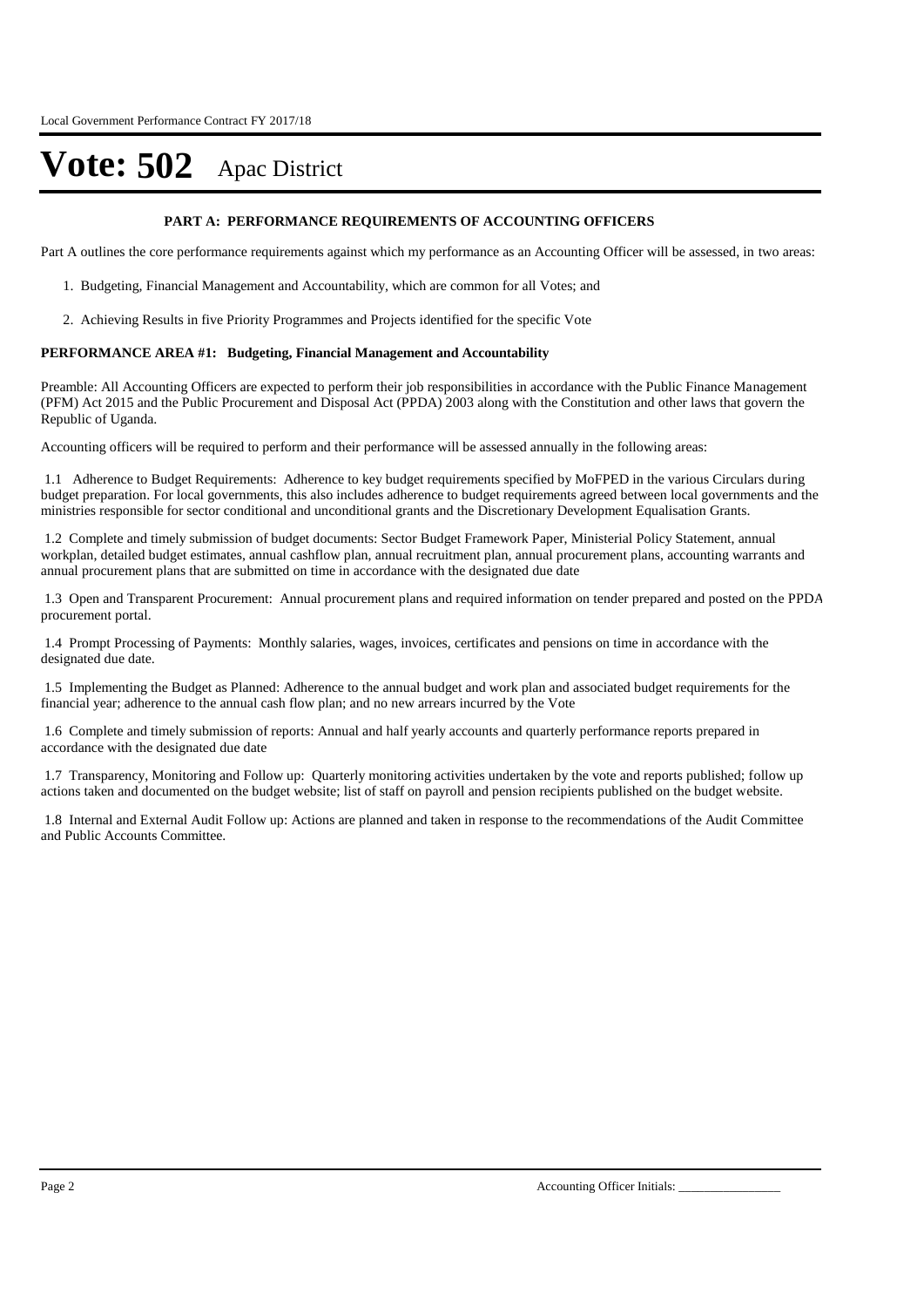# Vote: 502 Apac District

## PART A: PERFORMANCE REQUIREMENTS OF ACCOUNTING OFFICERS

Part A outlines the core performance requirements against which my performance as an Accounting Officer will be assessed, in two areas:

1. Budgeting, Financial Management and Accountability, which are common for all Votes; and
2. Achieving Results in five Priority Programmes and Projects identified for the specific Vote

### PERFORMANCE AREA #1: Budgeting, Financial Management and Accountability

Preamble: All Accounting Officers are expected to perform their job responsibilities in accordance with the Public Finance Management (PFM) Act 2015 and the Public Procurement and Disposal Act (PPDA) 2003 along with the Constitution and other laws that govern the Republic of Uganda.

Accounting officers will be required to perform and their performance will be assessed annually in the following areas:

1.1 Adherence to Budget Requirements: Adherence to key budget requirements specified by MoFPED in the various Circulars during budget preparation. For local governments, this also includes adherence to budget requirements agreed between local governments and the ministries responsible for sector conditional and unconditional grants and the Discretionary Development Equalisation Grants.

1.2 Complete and timely submission of budget documents: Sector Budget Framework Paper, Ministerial Policy Statement, annual workplan, detailed budget estimates, annual cashflow plan, annual recruitment plan, annual procurement plans, accounting warrants and annual procurement plans that are submitted on time in accordance with the designated due date

1.3 Open and Transparent Procurement: Annual procurement plans and required information on tender prepared and posted on the PPDA procurement portal.

1.4 Prompt Processing of Payments: Monthly salaries, wages, invoices, certificates and pensions on time in accordance with the designated due date.

1.5 Implementing the Budget as Planned: Adherence to the annual budget and work plan and associated budget requirements for the financial year; adherence to the annual cash flow plan; and no new arrears incurred by the Vote

1.6 Complete and timely submission of reports: Annual and half yearly accounts and quarterly performance reports prepared in accordance with the designated due date

1.7 Transparency, Monitoring and Follow up: Quarterly monitoring activities undertaken by the vote and reports published; follow up actions taken and documented on the budget website; list of staff on payroll and pension recipients published on the budget website.

1.8 Internal and External Audit Follow up: Actions are planned and taken in response to the recommendations of the Audit Committee and Public Accounts Committee.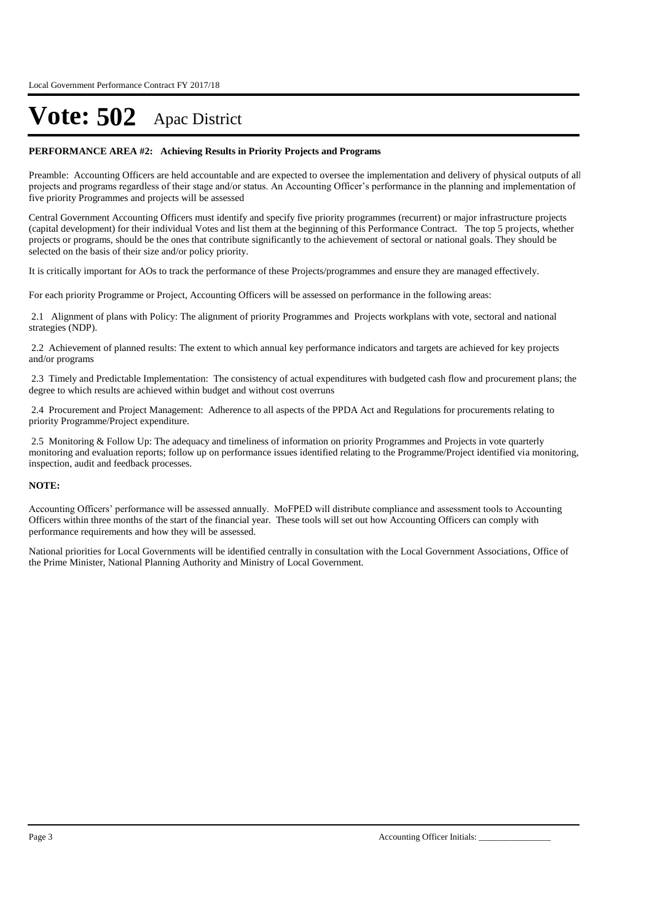# Vote: 502 Apac District

**PERFORMANCE AREA #2: Achieving Results in Priority Projects and Programs**

Preamble: Accounting Officers are held accountable and are expected to oversee the implementation and delivery of physical outputs of all projects and programs regardless of their stage and/or status. An Accounting Officer's performance in the planning and implementation of five priority Programmes and projects will be assessed

Central Government Accounting Officers must identify and specify five priority programmes (recurrent) or major infrastructure projects (capital development) for their individual Votes and list them at the beginning of this Performance Contract. The top 5 projects, whether projects or programs, should be the ones that contribute significantly to the achievement of sectoral or national goals. They should be selected on the basis of their size and/or policy priority.

It is critically important for AOs to track the performance of these Projects/programmes and ensure they are managed effectively.

For each priority Programme or Project, Accounting Officers will be assessed on performance in the following areas:

2.1 Alignment of plans with Policy: The alignment of priority Programmes and Projects workplans with vote, sectoral and national strategies (NDP).

2.2 Achievement of planned results: The extent to which annual key performance indicators and targets are achieved for key projects and/or programs

2.3 Timely and Predictable Implementation: The consistency of actual expenditures with budgeted cash flow and procurement plans; the degree to which results are achieved within budget and without cost overruns

2.4 Procurement and Project Management: Adherence to all aspects of the PPDA Act and Regulations for procurements relating to priority Programme/Project expenditure.

2.5 Monitoring & Follow Up: The adequacy and timeliness of information on priority Programmes and Projects in vote quarterly monitoring and evaluation reports; follow up on performance issues identified relating to the Programme/Project identified via monitoring, inspection, audit and feedback processes.

**NOTE:**

Accounting Officers' performance will be assessed annually. MoFPED will distribute compliance and assessment tools to Accounting Officers within three months of the start of the financial year. These tools will set out how Accounting Officers can comply with performance requirements and how they will be assessed.

National priorities for Local Governments will be identified centrally in consultation with the Local Government Associations, Office of the Prime Minister, National Planning Authority and Ministry of Local Government.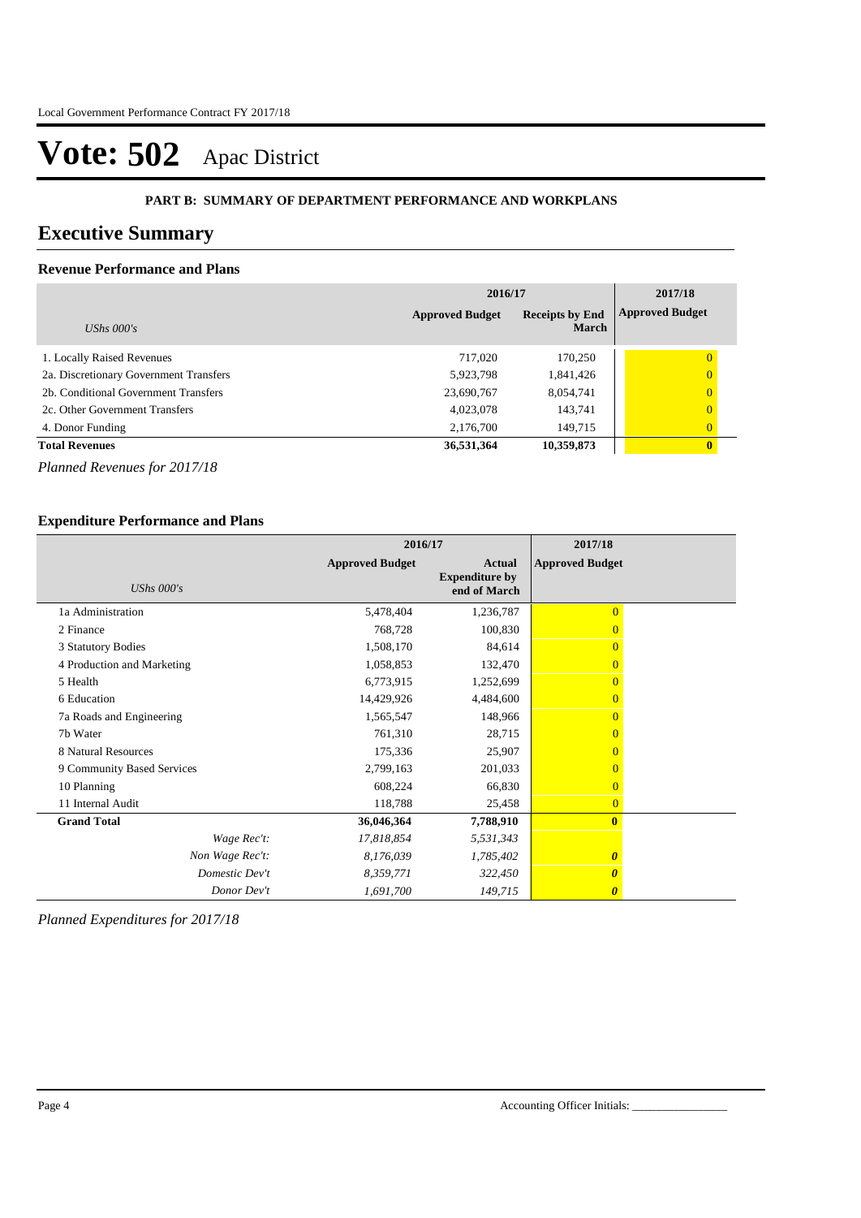# Vote: 502 Apac District

**PART B: SUMMARY OF DEPARTMENT PERFORMANCE AND WORKPLANS**

## Executive Summary

### Revenue Performance and Plans

| UShs 000's | 2016/17 Approved Budget | 2016/17 Receipts by End March | 2017/18 Approved Budget |
|---|---|---|---|
| 1. Locally Raised Revenues | 717,020 | 170,250 | 0 |
| 2a. Discretionary Government Transfers | 5,923,798 | 1,841,426 | 0 |
| 2b. Conditional Government Transfers | 23,690,767 | 8,054,741 | 0 |
| 2c. Other Government Transfers | 4,023,078 | 143,741 | 0 |
| 4. Donor Funding | 2,176,700 | 149,715 | 0 |
| **Total Revenues** | **36,531,364** | **10,359,873** | **0** |

*Planned Revenues for 2017/18*

### Expenditure Performance and Plans

| UShs 000's | 2016/17 Approved Budget | 2016/17 Actual Expenditure by end of March | 2017/18 Approved Budget |
|---|---|---|---|
| 1a Administration | 5,478,404 | 1,236,787 | 0 |
| 2 Finance | 768,728 | 100,830 | 0 |
| 3 Statutory Bodies | 1,508,170 | 84,614 | 0 |
| 4 Production and Marketing | 1,058,853 | 132,470 | 0 |
| 5 Health | 6,773,915 | 1,252,699 | 0 |
| 6 Education | 14,429,926 | 4,484,600 | 0 |
| 7a Roads and Engineering | 1,565,547 | 148,966 | 0 |
| 7b Water | 761,310 | 28,715 | 0 |
| 8 Natural Resources | 175,336 | 25,907 | 0 |
| 9 Community Based Services | 2,799,163 | 201,033 | 0 |
| 10 Planning | 608,224 | 66,830 | 0 |
| 11 Internal Audit | 118,788 | 25,458 | 0 |
| **Grand Total** | **36,046,364** | **7,788,910** | **0** |
| *Wage Rec't:* | *17,818,854* | *5,531,343* | |
| *Non Wage Rec't:* | *8,176,039* | *1,785,402* | ***0*** |
| *Domestic Dev't* | *8,359,771* | *322,450* | ***0*** |
| *Donor Dev't* | *1,691,700* | *149,715* | ***0*** |

*Planned Expenditures for 2017/18*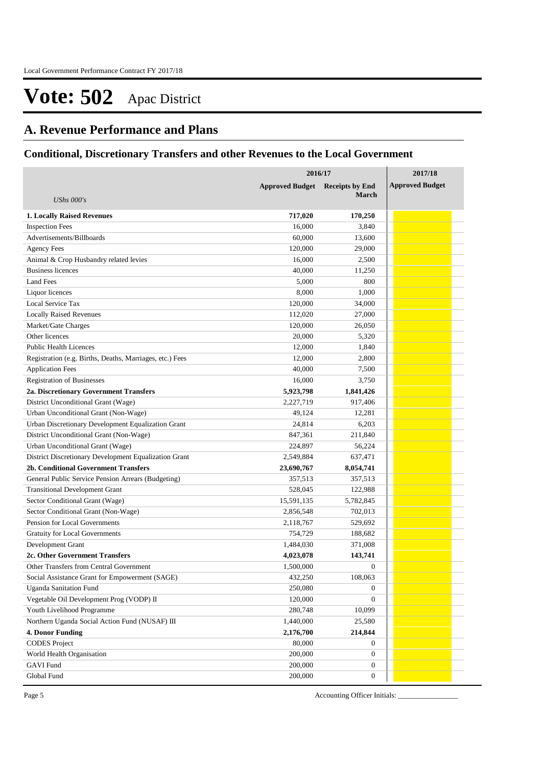# Vote: 502 Apac District

## A. Revenue Performance and Plans

### Conditional, Discretionary Transfers and other Revenues to the Local Government

| *UShs 000's* | 2016/17 Approved Budget | 2016/17 Receipts by End March | 2017/18 Approved Budget |
|---|---|---|---|
| **1. Locally Raised Revenues** | **717,020** | **170,250** | |
| Inspection Fees | 16,000 | 3,840 | |
| Advertisements/Billboards | 60,000 | 13,600 | |
| Agency Fees | 120,000 | 29,000 | |
| Animal & Crop Husbandry related levies | 16,000 | 2,500 | |
| Business licences | 40,000 | 11,250 | |
| Land Fees | 5,000 | 800 | |
| Liquor licences | 8,000 | 1,000 | |
| Local Service Tax | 120,000 | 34,000 | |
| Locally Raised Revenues | 112,020 | 27,000 | |
| Market/Gate Charges | 120,000 | 26,050 | |
| Other licences | 20,000 | 5,320 | |
| Public Health Licences | 12,000 | 1,840 | |
| Registration (e.g. Births, Deaths, Marriages, etc.) Fees | 12,000 | 2,800 | |
| Application Fees | 40,000 | 7,500 | |
| Registration of Businesses | 16,000 | 3,750 | |
| **2a. Discretionary Government Transfers** | **5,923,798** | **1,841,426** | |
| District Unconditional Grant (Wage) | 2,227,719 | 917,406 | |
| Urban Unconditional Grant (Non-Wage) | 49,124 | 12,281 | |
| Urban Discretionary Development Equalization Grant | 24,814 | 6,203 | |
| District Unconditional Grant (Non-Wage) | 847,361 | 211,840 | |
| Urban Unconditional Grant (Wage) | 224,897 | 56,224 | |
| District Discretionary Development Equalization Grant | 2,549,884 | 637,471 | |
| **2b. Conditional Government Transfers** | **23,690,767** | **8,054,741** | |
| General Public Service Pension Arrears (Budgeting) | 357,513 | 357,513 | |
| Transitional Development Grant | 528,045 | 122,988 | |
| Sector Conditional Grant (Wage) | 15,591,135 | 5,782,845 | |
| Sector Conditional Grant (Non-Wage) | 2,856,548 | 702,013 | |
| Pension for Local Governments | 2,118,767 | 529,692 | |
| Gratuity for Local Governments | 754,729 | 188,682 | |
| Development Grant | 1,484,030 | 371,008 | |
| **2c. Other Government Transfers** | **4,023,078** | **143,741** | |
| Other Transfers from Central Government | 1,500,000 | 0 | |
| Social Assistance Grant for Empowerment (SAGE) | 432,250 | 108,063 | |
| Uganda Sanitation Fund | 250,080 | 0 | |
| Vegetable Oil Development Prog (VODP) II | 120,000 | 0 | |
| Youth Livelihood Programme | 280,748 | 10,099 | |
| Northern Uganda Social Action Fund (NUSAF) III | 1,440,000 | 25,580 | |
| **4. Donor Funding** | **2,176,700** | **214,844** | |
| CODES Project | 80,000 | 0 | |
| World Health Organisation | 200,000 | 0 | |
| GAVI Fund | 200,000 | 0 | |
| Global Fund | 200,000 | 0 | |

Accounting Officer Initials: ________________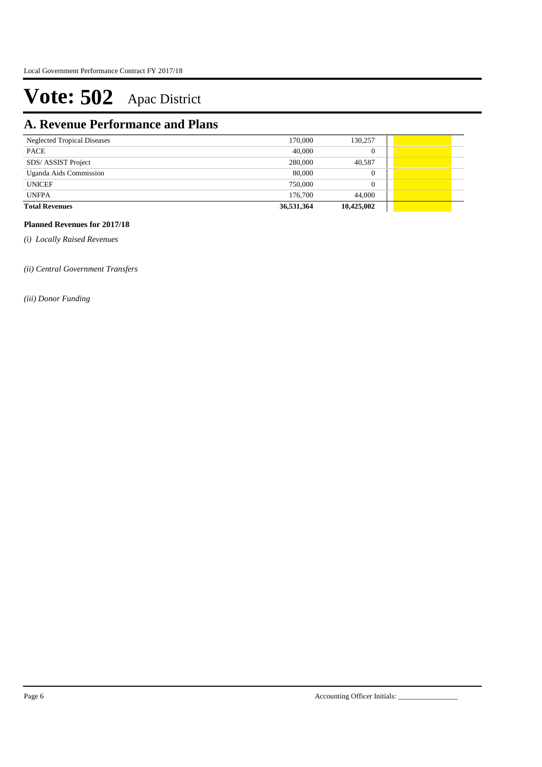# Vote: 502 Apac District

## A. Revenue Performance and Plans

| | | | |
|---|---|---|---|
| Neglected Tropical Diseases | 170,000 | 130,257 | |
| PACE | 40,000 | 0 | |
| SDS/ ASSIST Project | 280,000 | 40,587 | |
| Uganda Aids Commission | 80,000 | 0 | |
| UNICEF | 750,000 | 0 | |
| UNFPA | 176,700 | 44,000 | |
| **Total Revenues** | **36,531,364** | **10,425,002** | |

**Planned Revenues for 2017/18**

*(i) Locally Raised Revenues*

*(ii) Central Government Transfers*

*(iii) Donor Funding*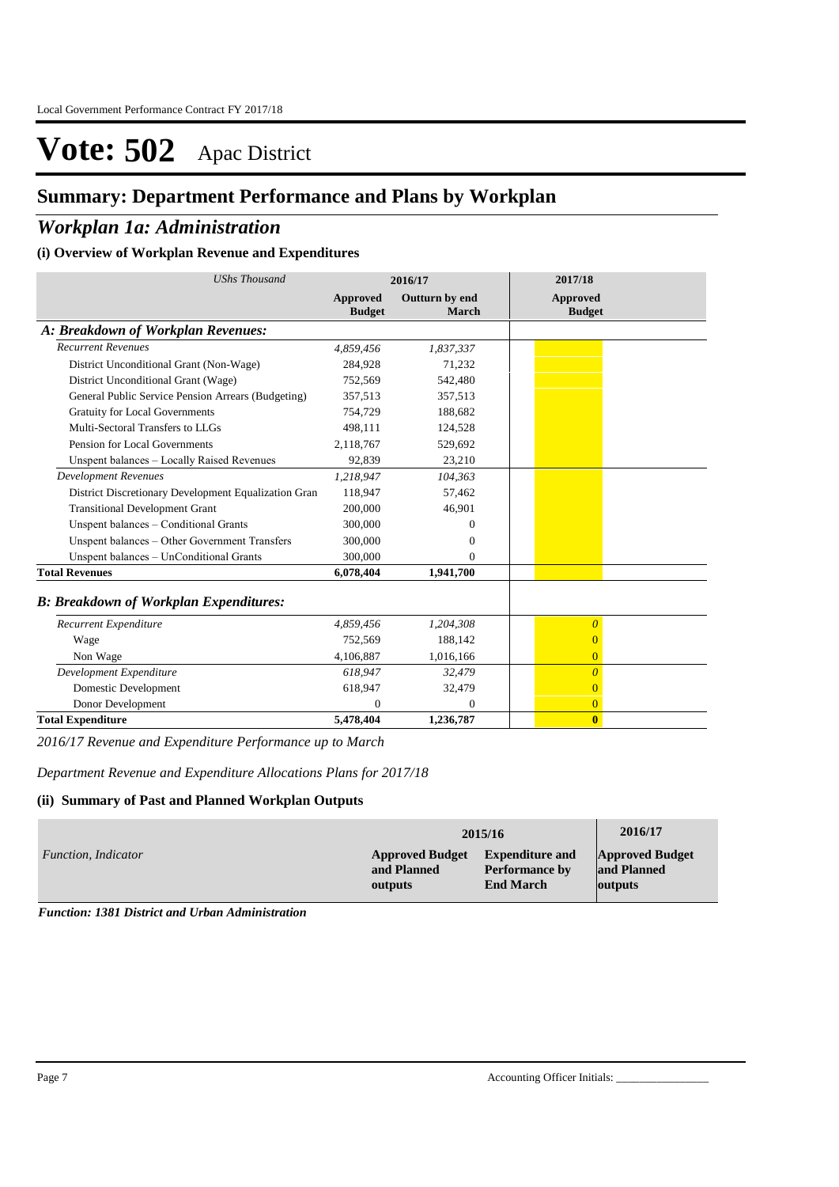Local Government Performance Contract FY 2017/18

# Vote: 502 Apac District

## Summary: Department Performance and Plans by Workplan

## *Workplan 1a: Administration*

### (i) Overview of Workplan Revenue and Expenditures

| *UShs Thousand* | 2016/17 | | 2017/18 |
|---|---|---|---|
| | **Approved Budget** | **Outturn by end March** | **Approved Budget** |
| ***A: Breakdown of Workplan Revenues:*** | | | |
| *Recurrent Revenues* | *4,859,456* | *1,837,337* | |
| District Unconditional Grant (Non-Wage) | 284,928 | 71,232 | |
| District Unconditional Grant (Wage) | 752,569 | 542,480 | |
| General Public Service Pension Arrears (Budgeting) | 357,513 | 357,513 | |
| Gratuity for Local Governments | 754,729 | 188,682 | |
| Multi-Sectoral Transfers to LLGs | 498,111 | 124,528 | |
| Pension for Local Governments | 2,118,767 | 529,692 | |
| Unspent balances – Locally Raised Revenues | 92,839 | 23,210 | |
| *Development Revenues* | *1,218,947* | *104,363* | |
| District Discretionary Development Equalization Gran | 118,947 | 57,462 | |
| Transitional Development Grant | 200,000 | 46,901 | |
| Unspent balances – Conditional Grants | 300,000 | 0 | |
| Unspent balances – Other Government Transfers | 300,000 | 0 | |
| Unspent balances – UnConditional Grants | 300,000 | 0 | |
| **Total Revenues** | **6,078,404** | **1,941,700** | |
| ***B: Breakdown of Workplan Expenditures:*** | | | |
| *Recurrent Expenditure* | *4,859,456* | *1,204,308* | *0* |
| Wage | 752,569 | 188,142 | 0 |
| Non Wage | 4,106,887 | 1,016,166 | 0 |
| *Development Expenditure* | *618,947* | *32,479* | *0* |
| Domestic Development | 618,947 | 32,479 | 0 |
| Donor Development | 0 | 0 | 0 |
| **Total Expenditure** | **5,478,404** | **1,236,787** | **0** |

*2016/17 Revenue and Expenditure Performance up to March*

*Department Revenue and Expenditure Allocations Plans for 2017/18*

### (ii) Summary of Past and Planned Workplan Outputs

| *Function, Indicator* | 2015/16 | | 2016/17 |
|---|---|---|---|
| | **Approved Budget and Planned outputs** | **Expenditure and Performance by End March** | **Approved Budget and Planned outputs** |

***Function: 1381 District and Urban Administration***

Accounting Officer Initials: ________________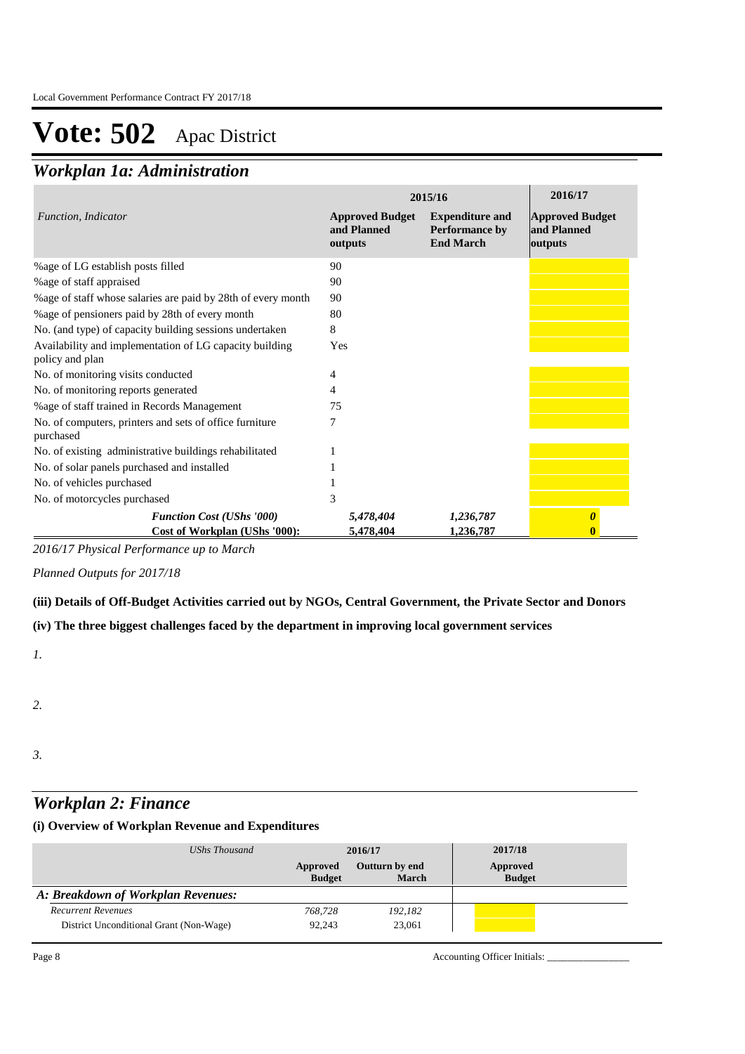# Vote: 502 Apac District

## *Workplan 1a: Administration*

| *Function, Indicator* | 2015/16 Approved Budget and Planned outputs | 2015/16 Expenditure and Performance by End March | 2016/17 Approved Budget and Planned outputs |
|---|---|---|---|
| %age of LG establish posts filled | 90 | | |
| %age of staff appraised | 90 | | |
| %age of staff whose salaries are paid by 28th of every month | 90 | | |
| %age of pensioners paid by 28th of every month | 80 | | |
| No. (and type) of capacity building sessions undertaken | 8 | | |
| Availability and implementation of LG capacity building policy and plan | Yes | | |
| No. of monitoring visits conducted | 4 | | |
| No. of monitoring reports generated | 4 | | |
| %age of staff trained in Records Management | 75 | | |
| No. of computers, printers and sets of office furniture purchased | 7 | | |
| No. of existing administrative buildings rehabilitated | 1 | | |
| No. of solar panels purchased and installed | 1 | | |
| No. of vehicles purchased | 1 | | |
| No. of motorcycles purchased | 3 | | |
| ***Function Cost (UShs '000)*** | ***5,478,404*** | ***1,236,787*** | ***0*** |
| **Cost of Workplan (UShs '000):** | **5,478,404** | **1,236,787** | **0** |

*2016/17 Physical Performance up to March*

*Planned Outputs for 2017/18*

**(iii) Details of Off-Budget Activities carried out by NGOs, Central Government, the Private Sector and Donors**

**(iv) The three biggest challenges faced by the department in improving local government services**

*1.*

*2.*

*3.*

## *Workplan 2: Finance*

**(i) Overview of Workplan Revenue and Expenditures**

| *UShs Thousand* | 2016/17 Approved Budget | 2016/17 Outturn by end March | 2017/18 Approved Budget |
|---|---|---|---|
| ***A: Breakdown of Workplan Revenues:*** | | | |
| *Recurrent Revenues* | *768,728* | *192,182* | |
| District Unconditional Grant (Non-Wage) | 92,243 | 23,061 | |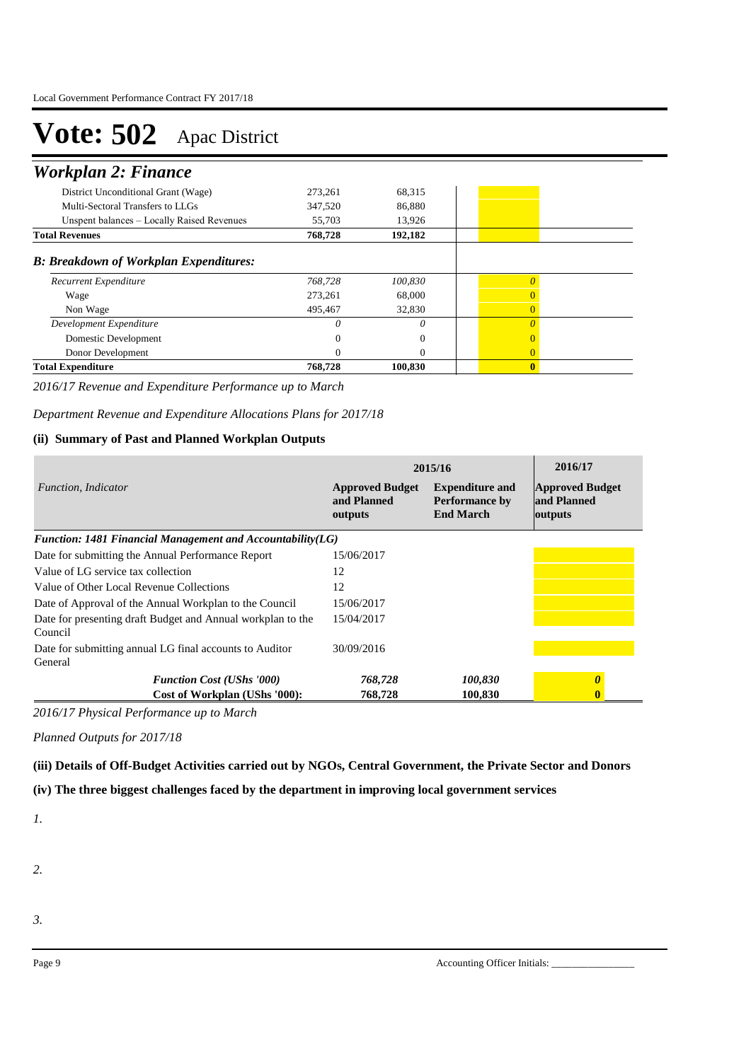# Vote: 502 Apac District

## Workplan 2: Finance

| | | | | |
|---|---|---|---|---|
| District Unconditional Grant (Wage) | 273,261 | 68,315 | | |
| Multi-Sectoral Transfers to LLGs | 347,520 | 86,880 | | |
| Unspent balances – Locally Raised Revenues | 55,703 | 13,926 | | |
| **Total Revenues** | **768,728** | **192,182** | | |
| ***B: Breakdown of Workplan Expenditures:*** | | | | |
| *Recurrent Expenditure* | *768,728* | *100,830* | | *0* |
| Wage | 273,261 | 68,000 | | 0 |
| Non Wage | 495,467 | 32,830 | | 0 |
| *Development Expenditure* | *0* | *0* | | *0* |
| Domestic Development | 0 | 0 | | 0 |
| Donor Development | 0 | 0 | | 0 |
| **Total Expenditure** | **768,728** | **100,830** | | **0** |

*2016/17 Revenue and Expenditure Performance up to March*

*Department Revenue and Expenditure Allocations Plans for 2017/18*

### (ii) Summary of Past and Planned Workplan Outputs

| *Function, Indicator* | 2015/16 Approved Budget and Planned outputs | 2015/16 Expenditure and Performance by End March | 2016/17 Approved Budget and Planned outputs |
|---|---|---|---|
| ***Function: 1481 Financial Management and Accountability(LG)*** | | | |
| Date for submitting the Annual Performance Report | 15/06/2017 | | |
| Value of LG service tax collection | 12 | | |
| Value of Other Local Revenue Collections | 12 | | |
| Date of Approval of the Annual Workplan to the Council | 15/06/2017 | | |
| Date for presenting draft Budget and Annual workplan to the Council | 15/04/2017 | | |
| Date for submitting annual LG final accounts to Auditor General | 30/09/2016 | | |
| ***Function Cost (UShs '000)*** | ***768,728*** | ***100,830*** | ***0*** |
| **Cost of Workplan (UShs '000):** | **768,728** | **100,830** | **0** |

*2016/17 Physical Performance up to March*

*Planned Outputs for 2017/18*

### (iii) Details of Off-Budget Activities carried out by NGOs, Central Government, the Private Sector and Donors

### (iv) The three biggest challenges faced by the department in improving local government services

*1.*

*2.*

*3.*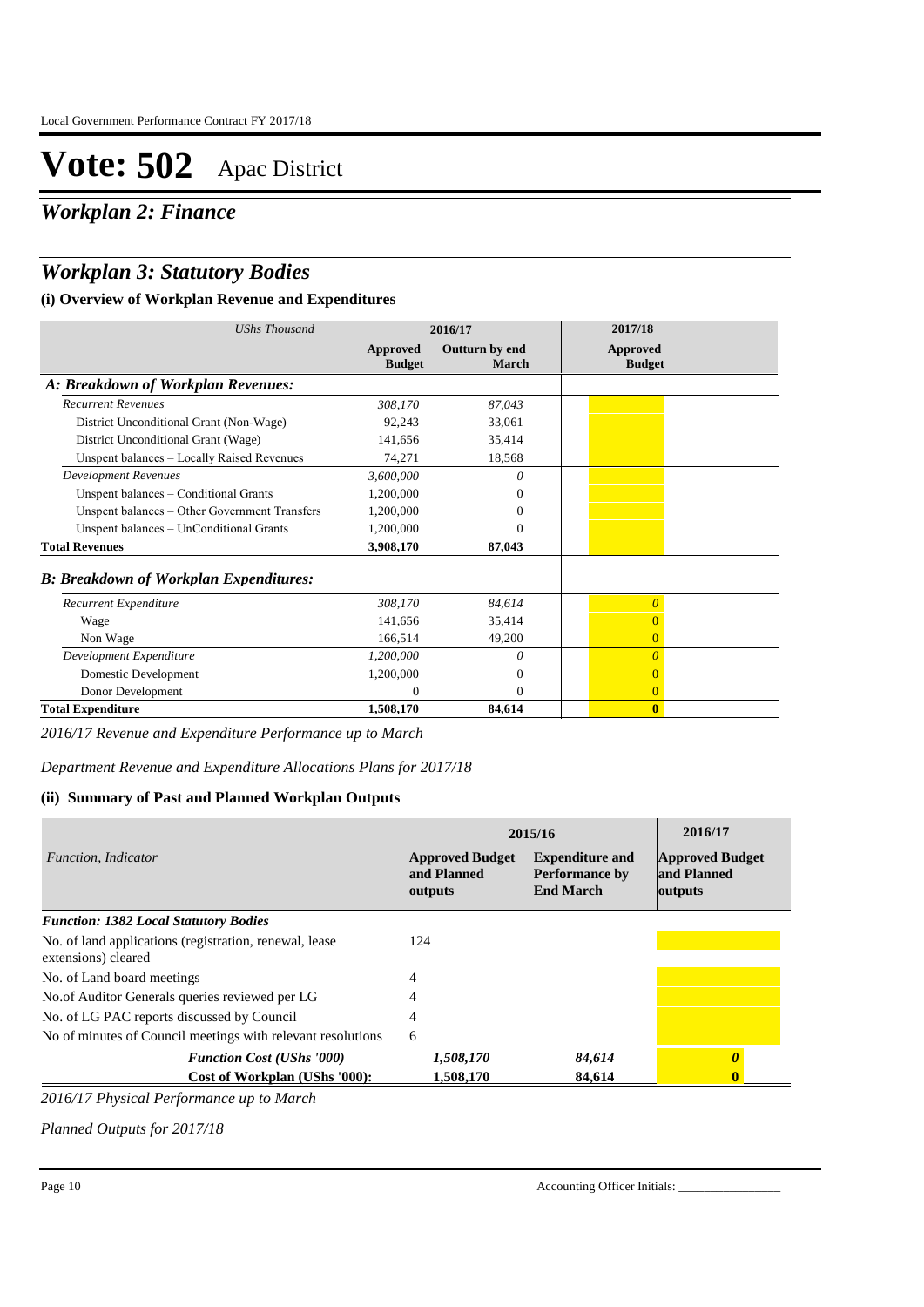# Vote: 502 Apac District

## Workplan 2: Finance

## Workplan 3: Statutory Bodies

### (i) Overview of Workplan Revenue and Expenditures

| *UShs Thousand* | 2016/17 | | 2017/18 |
|---|---|---|---|
| | **Approved Budget** | **Outturn by end March** | **Approved Budget** |
| ***A: Breakdown of Workplan Revenues:*** | | | |
| *Recurrent Revenues* | *308,170* | *87,043* | |
| District Unconditional Grant (Non-Wage) | 92,243 | 33,061 | |
| District Unconditional Grant (Wage) | 141,656 | 35,414 | |
| Unspent balances – Locally Raised Revenues | 74,271 | 18,568 | |
| *Development Revenues* | *3,600,000* | *0* | |
| Unspent balances – Conditional Grants | 1,200,000 | 0 | |
| Unspent balances – Other Government Transfers | 1,200,000 | 0 | |
| Unspent balances – UnConditional Grants | 1,200,000 | 0 | |
| **Total Revenues** | **3,908,170** | **87,043** | |
| ***B: Breakdown of Workplan Expenditures:*** | | | |
| *Recurrent Expenditure* | *308,170* | *84,614* | *0* |
| Wage | 141,656 | 35,414 | 0 |
| Non Wage | 166,514 | 49,200 | 0 |
| *Development Expenditure* | *1,200,000* | *0* | *0* |
| Domestic Development | 1,200,000 | 0 | 0 |
| Donor Development | 0 | 0 | 0 |
| **Total Expenditure** | **1,508,170** | **84,614** | **0** |

*2016/17 Revenue and Expenditure Performance up to March*

*Department Revenue and Expenditure Allocations Plans for 2017/18*

### (ii) Summary of Past and Planned Workplan Outputs

| *Function, Indicator* | 2015/16 | | 2016/17 |
|---|---|---|---|
| | **Approved Budget and Planned outputs** | **Expenditure and Performance by End March** | **Approved Budget and Planned outputs** |
| ***Function: 1382 Local Statutory Bodies*** | | | |
| No. of land applications (registration, renewal, lease extensions) cleared | 124 | | |
| No. of Land board meetings | 4 | | |
| No.of Auditor Generals queries reviewed per LG | 4 | | |
| No. of LG PAC reports discussed by Council | 4 | | |
| No of minutes of Council meetings with relevant resolutions | 6 | | |
| ***Function Cost (UShs '000)*** | ***1,508,170*** | ***84,614*** | ***0*** |
| **Cost of Workplan (UShs '000):** | **1,508,170** | **84,614** | **0** |

*2016/17 Physical Performance up to March*

*Planned Outputs for 2017/18*

Accounting Officer Initials: ________________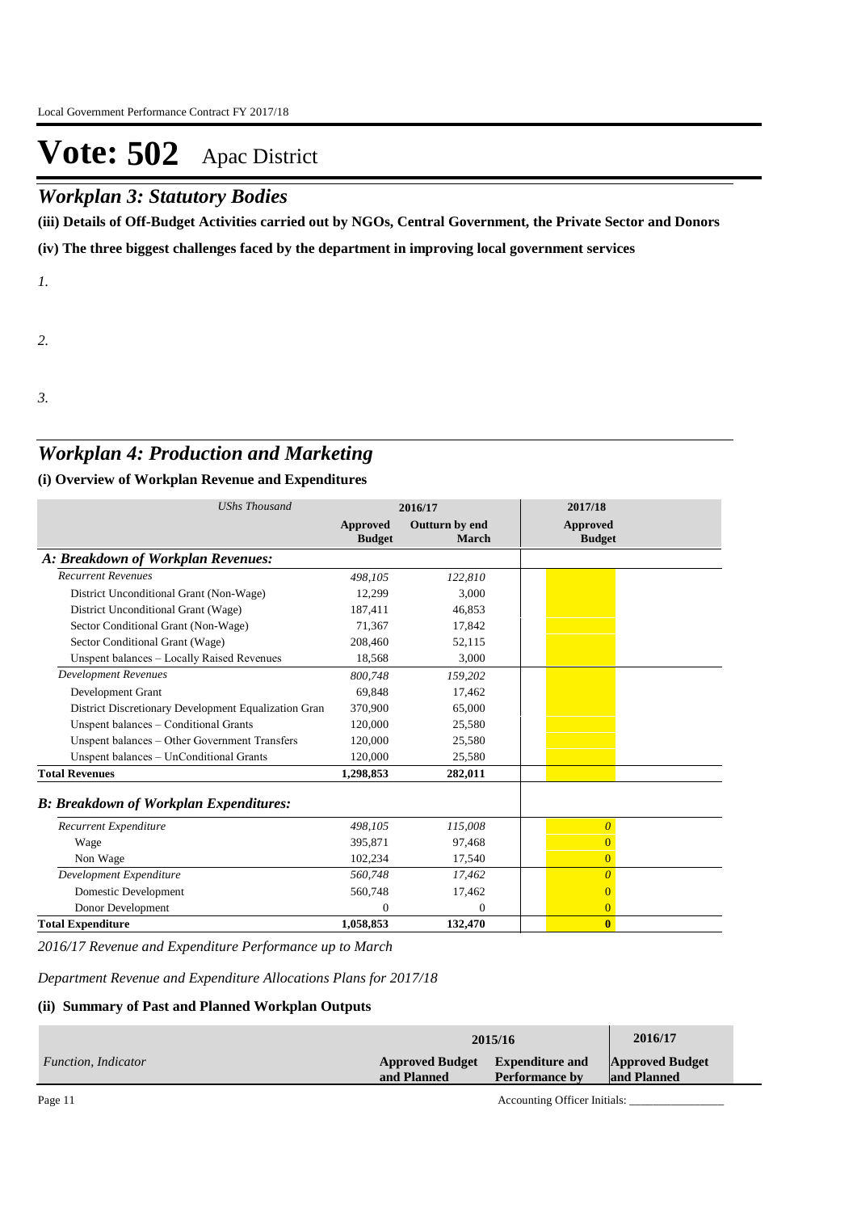# Vote: 502 Apac District

## *Workplan 3: Statutory Bodies*

**(iii) Details of Off-Budget Activities carried out by NGOs, Central Government, the Private Sector and Donors**

**(iv) The three biggest challenges faced by the department in improving local government services**

*1.*

*2.*

*3.*

## *Workplan 4: Production and Marketing*

### (i) Overview of Workplan Revenue and Expenditures

| *UShs Thousand* | 2016/17 | | 2017/18 |
|---|---|---|---|
| | **Approved Budget** | **Outturn by end March** | **Approved Budget** |
| ***A: Breakdown of Workplan Revenues:*** | | | |
| *Recurrent Revenues* | *498,105* | *122,810* | |
| District Unconditional Grant (Non-Wage) | 12,299 | 3,000 | |
| District Unconditional Grant (Wage) | 187,411 | 46,853 | |
| Sector Conditional Grant (Non-Wage) | 71,367 | 17,842 | |
| Sector Conditional Grant (Wage) | 208,460 | 52,115 | |
| Unspent balances – Locally Raised Revenues | 18,568 | 3,000 | |
| *Development Revenues* | *800,748* | *159,202* | |
| Development Grant | 69,848 | 17,462 | |
| District Discretionary Development Equalization Gran | 370,900 | 65,000 | |
| Unspent balances – Conditional Grants | 120,000 | 25,580 | |
| Unspent balances – Other Government Transfers | 120,000 | 25,580 | |
| Unspent balances – UnConditional Grants | 120,000 | 25,580 | |
| **Total Revenues** | **1,298,853** | **282,011** | |
| ***B: Breakdown of Workplan Expenditures:*** | | | |
| *Recurrent Expenditure* | *498,105* | *115,008* | *0* |
| Wage | 395,871 | 97,468 | 0 |
| Non Wage | 102,234 | 17,540 | 0 |
| *Development Expenditure* | *560,748* | *17,462* | *0* |
| Domestic Development | 560,748 | 17,462 | 0 |
| Donor Development | 0 | 0 | 0 |
| **Total Expenditure** | **1,058,853** | **132,470** | **0** |

*2016/17 Revenue and Expenditure Performance up to March*

*Department Revenue and Expenditure Allocations Plans for 2017/18*

### (ii) Summary of Past and Planned Workplan Outputs

| | 2015/16 | | 2016/17 |
|---|---|---|---|
| *Function, Indicator* | **Approved Budget and Planned** | **Expenditure and Performance by** | **Approved Budget and Planned** |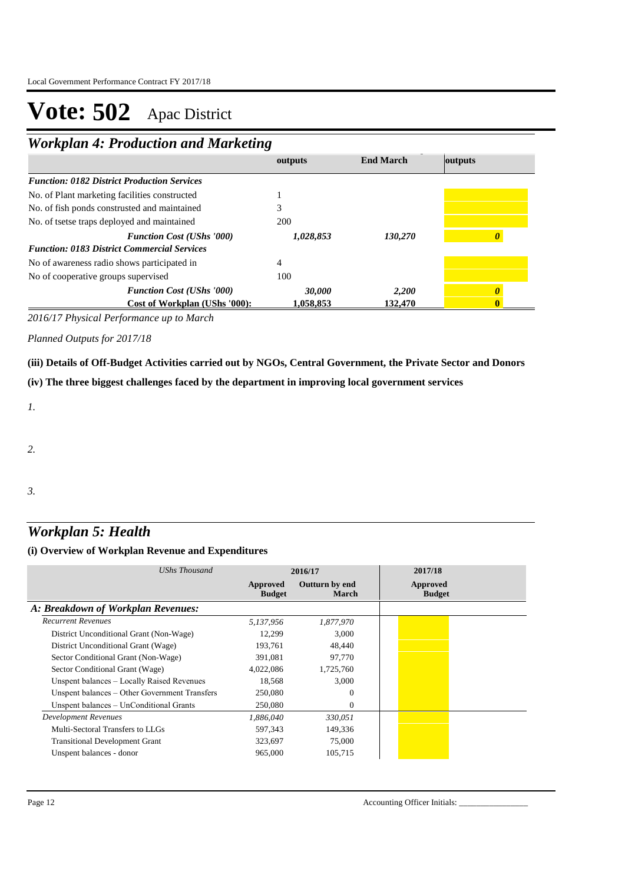# Vote: 502 Apac District

## *Workplan 4: Production and Marketing*

| | outputs | End March | outputs |
|---|---|---|---|
| ***Function: 0182 District Production Services*** | | | |
| No. of Plant marketing facilities constructed | 1 | | |
| No. of fish ponds construsted and maintained | 3 | | |
| No. of tsetse traps deployed and maintained | 200 | | |
| ***Function Cost (UShs '000)*** | *1,028,853* | *130,270* | *0* |
| ***Function: 0183 District Commercial Services*** | | | |
| No of awareness radio shows participated in | 4 | | |
| No of cooperative groups supervised | 100 | | |
| ***Function Cost (UShs '000)*** | *30,000* | *2,200* | *0* |
| **Cost of Workplan (UShs '000):** | **1,058,853** | **132,470** | **0** |

*2016/17 Physical Performance up to March*

*Planned Outputs for 2017/18*

**(iii) Details of Off-Budget Activities carried out by NGOs, Central Government, the Private Sector and Donors**

**(iv) The three biggest challenges faced by the department in improving local government services**

*1.*

*2.*

*3.*

## *Workplan 5: Health*

**(i) Overview of Workplan Revenue and Expenditures**

| *UShs Thousand* | 2016/17 | | 2017/18 |
|---|---|---|---|
| | Approved Budget | Outturn by end March | Approved Budget |
| ***A: Breakdown of Workplan Revenues:*** | | | |
| *Recurrent Revenues* | *5,137,956* | *1,877,970* | |
| District Unconditional Grant (Non-Wage) | 12,299 | 3,000 | |
| District Unconditional Grant (Wage) | 193,761 | 48,440 | |
| Sector Conditional Grant (Non-Wage) | 391,081 | 97,770 | |
| Sector Conditional Grant (Wage) | 4,022,086 | 1,725,760 | |
| Unspent balances – Locally Raised Revenues | 18,568 | 3,000 | |
| Unspent balances – Other Government Transfers | 250,080 | 0 | |
| Unspent balances – UnConditional Grants | 250,080 | 0 | |
| *Development Revenues* | *1,886,040* | *330,051* | |
| Multi-Sectoral Transfers to LLGs | 597,343 | 149,336 | |
| Transitional Development Grant | 323,697 | 75,000 | |
| Unspent balances - donor | 965,000 | 105,715 | |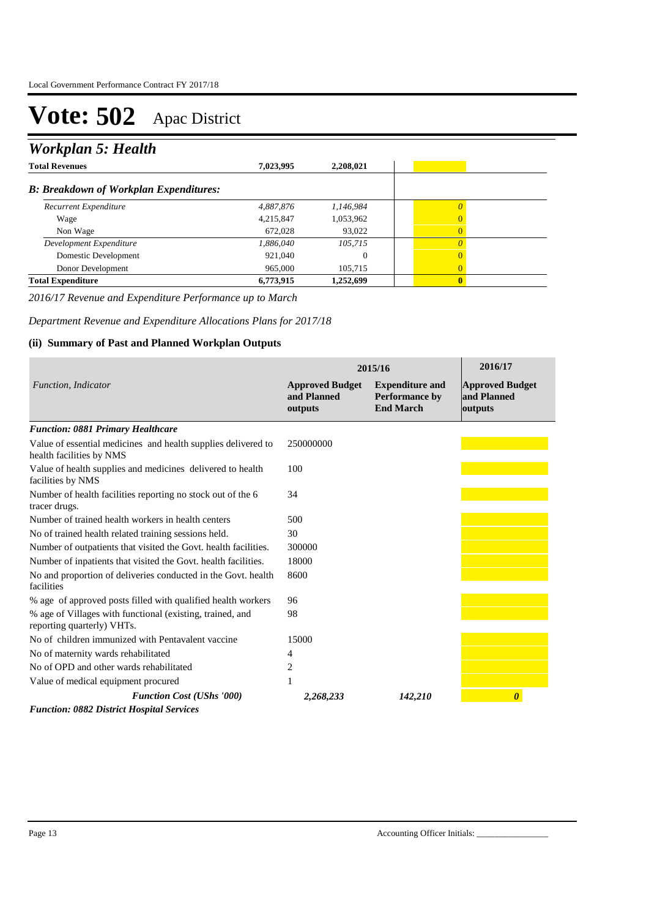# Vote: 502 Apac District

## Workplan 5: Health

| | | | |
|---|---|---|---|
| **Total Revenues** | **7,023,995** | **2,208,021** | |
| ***B: Breakdown of Workplan Expenditures:*** | | | |
| *Recurrent Expenditure* | *4,887,876* | *1,146,984* | *0* |
| Wage | 4,215,847 | 1,053,962 | 0 |
| Non Wage | 672,028 | 93,022 | 0 |
| *Development Expenditure* | *1,886,040* | *105,715* | *0* |
| Domestic Development | 921,040 | 0 | 0 |
| Donor Development | 965,000 | 105,715 | 0 |
| **Total Expenditure** | **6,773,915** | **1,252,699** | **0** |

*2016/17 Revenue and Expenditure Performance up to March*

*Department Revenue and Expenditure Allocations Plans for 2017/18*

### (ii) Summary of Past and Planned Workplan Outputs

| | 2015/16 | | 2016/17 |
|---|---|---|---|
| *Function, Indicator* | **Approved Budget and Planned outputs** | **Expenditure and Performance by End March** | **Approved Budget and Planned outputs** |
| ***Function: 0881 Primary Healthcare*** | | | |
| Value of essential medicines and health supplies delivered to health facilities by NMS | 250000000 | | |
| Value of health supplies and medicines delivered to health facilities by NMS | 100 | | |
| Number of health facilities reporting no stock out of the 6 tracer drugs. | 34 | | |
| Number of trained health workers in health centers | 500 | | |
| No of trained health related training sessions held. | 30 | | |
| Number of outpatients that visited the Govt. health facilities. | 300000 | | |
| Number of inpatients that visited the Govt. health facilities. | 18000 | | |
| No and proportion of deliveries conducted in the Govt. health facilities | 8600 | | |
| % age of approved posts filled with qualified health workers | 96 | | |
| % age of Villages with functional (existing, trained, and reporting quarterly) VHTs. | 98 | | |
| No of children immunized with Pentavalent vaccine | 15000 | | |
| No of maternity wards rehabilitated | 4 | | |
| No of OPD and other wards rehabilitated | 2 | | |
| Value of medical equipment procured | 1 | | |
| ***Function Cost (UShs '000)*** | ***2,268,233*** | ***142,210*** | ***0*** |
| ***Function: 0882 District Hospital Services*** | | | |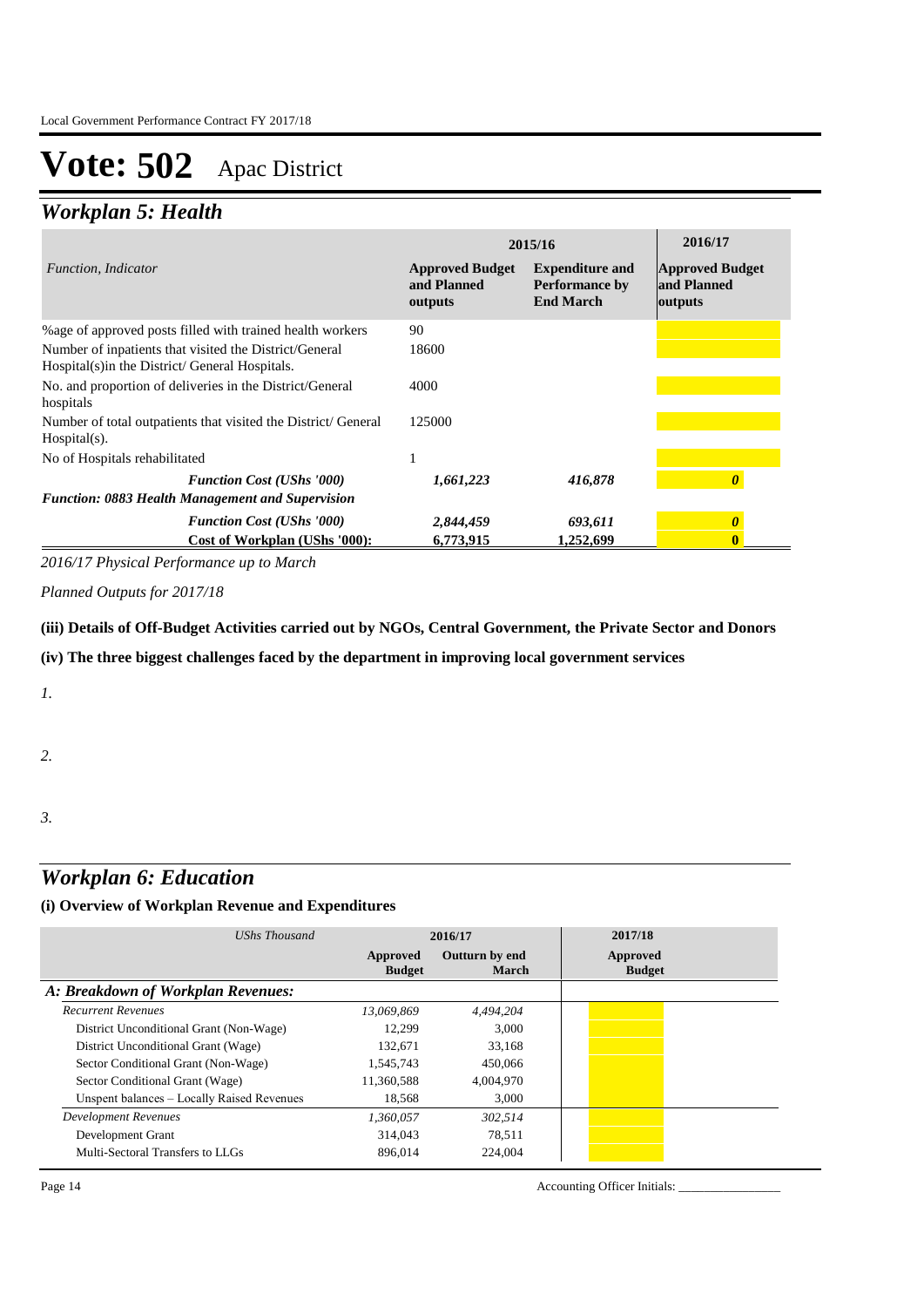# Vote: 502 Apac District

## Workplan 5: Health

| Function, Indicator | 2015/16 Approved Budget and Planned outputs | 2015/16 Expenditure and Performance by End March | 2016/17 Approved Budget and Planned outputs |
|---|---|---|---|
| %age of approved posts filled with trained health workers | 90 | | |
| Number of inpatients that visited the District/General Hospital(s)in the District/ General Hospitals. | 18600 | | |
| No. and proportion of deliveries in the District/General hospitals | 4000 | | |
| Number of total outpatients that visited the District/ General Hospital(s). | 125000 | | |
| No of Hospitals rehabilitated | 1 | | |
| ***Function Cost (UShs '000)*** | ***1,661,223*** | ***416,878*** | ***0*** |
| ***Function: 0883 Health Management and Supervision*** | | | |
| ***Function Cost (UShs '000)*** | ***2,844,459*** | ***693,611*** | ***0*** |
| **Cost of Workplan (UShs '000):** | **6,773,915** | **1,252,699** | **0** |

*2016/17 Physical Performance up to March*

*Planned Outputs for 2017/18*

**(iii) Details of Off-Budget Activities carried out by NGOs, Central Government, the Private Sector and Donors**

**(iv) The three biggest challenges faced by the department in improving local government services**

*1.*

*2.*

*3.*

## Workplan 6: Education

### (i) Overview of Workplan Revenue and Expenditures

| *UShs Thousand* | 2016/17 Approved Budget | 2016/17 Outturn by end March | 2017/18 Approved Budget |
|---|---|---|---|
| ***A: Breakdown of Workplan Revenues:*** | | | |
| *Recurrent Revenues* | *13,069,869* | *4,494,204* | |
| District Unconditional Grant (Non-Wage) | 12,299 | 3,000 | |
| District Unconditional Grant (Wage) | 132,671 | 33,168 | |
| Sector Conditional Grant (Non-Wage) | 1,545,743 | 450,066 | |
| Sector Conditional Grant (Wage) | 11,360,588 | 4,004,970 | |
| Unspent balances – Locally Raised Revenues | 18,568 | 3,000 | |
| *Development Revenues* | *1,360,057* | *302,514* | |
| Development Grant | 314,043 | 78,511 | |
| Multi-Sectoral Transfers to LLGs | 896,014 | 224,004 | |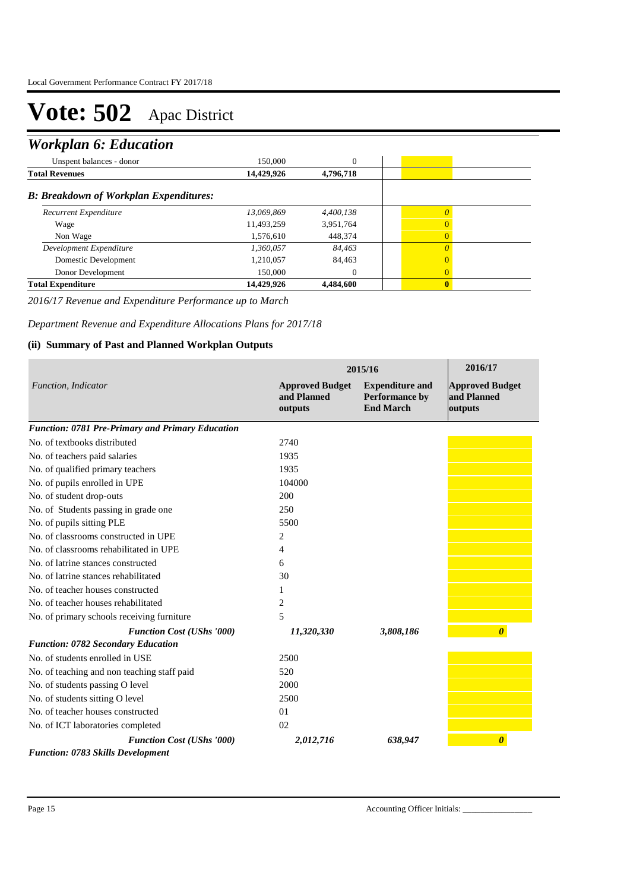# Vote: 502 Apac District

## Workplan 6: Education

| | | | |
|---|---|---|---|
| Unspent balances - donor | 150,000 | 0 | |
| **Total Revenues** | **14,429,926** | **4,796,718** | |
| ***B: Breakdown of Workplan Expenditures:*** | | | |
| *Recurrent Expenditure* | *13,069,869* | *4,400,138* | *0* |
| Wage | 11,493,259 | 3,951,764 | 0 |
| Non Wage | 1,576,610 | 448,374 | 0 |
| *Development Expenditure* | *1,360,057* | *84,463* | *0* |
| Domestic Development | 1,210,057 | 84,463 | 0 |
| Donor Development | 150,000 | 0 | 0 |
| **Total Expenditure** | **14,429,926** | **4,484,600** | **0** |

*2016/17 Revenue and Expenditure Performance up to March*

*Department Revenue and Expenditure Allocations Plans for 2017/18*

### (ii) Summary of Past and Planned Workplan Outputs

| *Function, Indicator* | 2015/16 **Approved Budget and Planned outputs** | 2015/16 **Expenditure and Performance by End March** | 2016/17 **Approved Budget and Planned outputs** |
|---|---|---|---|
| ***Function: 0781 Pre-Primary and Primary Education*** | | | |
| No. of textbooks distributed | 2740 | | |
| No. of teachers paid salaries | 1935 | | |
| No. of qualified primary teachers | 1935 | | |
| No. of pupils enrolled in UPE | 104000 | | |
| No. of student drop-outs | 200 | | |
| No. of Students passing in grade one | 250 | | |
| No. of pupils sitting PLE | 5500 | | |
| No. of classrooms constructed in UPE | 2 | | |
| No. of classrooms rehabilitated in UPE | 4 | | |
| No. of latrine stances constructed | 6 | | |
| No. of latrine stances rehabilitated | 30 | | |
| No. of teacher houses constructed | 1 | | |
| No. of teacher houses rehabilitated | 2 | | |
| No. of primary schools receiving furniture | 5 | | |
| ***Function Cost (UShs '000)*** | ***11,320,330*** | ***3,808,186*** | ***0*** |
| ***Function: 0782 Secondary Education*** | | | |
| No. of students enrolled in USE | 2500 | | |
| No. of teaching and non teaching staff paid | 520 | | |
| No. of students passing O level | 2000 | | |
| No. of students sitting O level | 2500 | | |
| No. of teacher houses constructed | 01 | | |
| No. of ICT laboratories completed | 02 | | |
| ***Function Cost (UShs '000)*** | ***2,012,716*** | ***638,947*** | ***0*** |
| ***Function: 0783 Skills Development*** | | | |

Accounting Officer Initials: ________________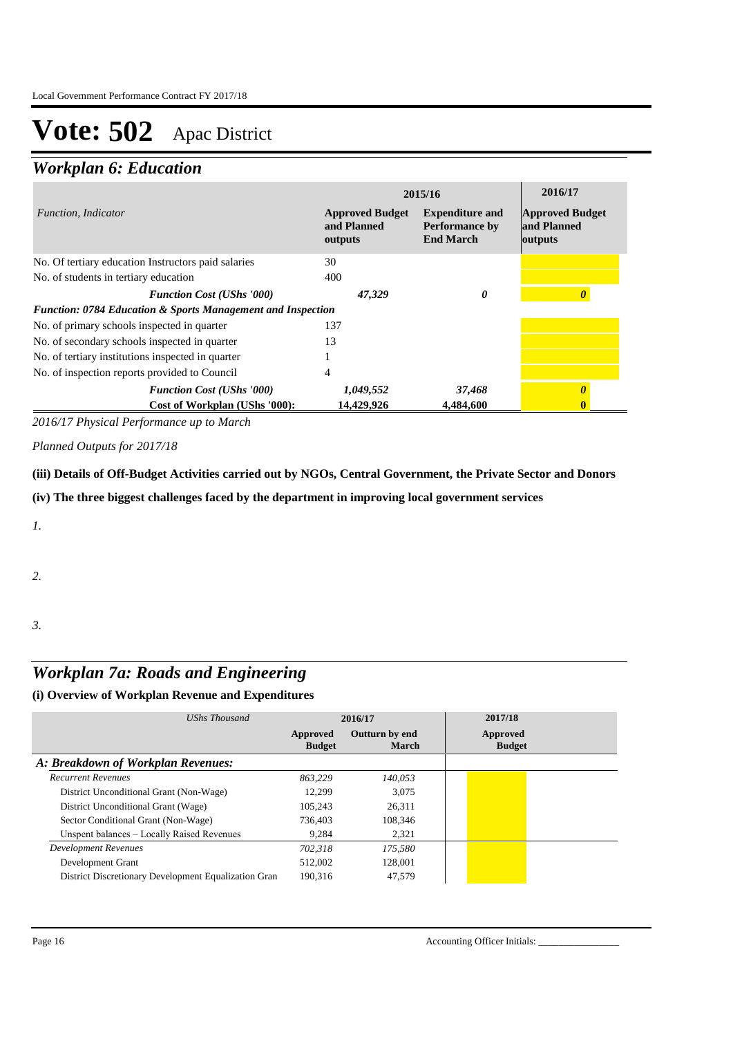# Vote: 502 Apac District

## *Workplan 6: Education*

| *Function, Indicator* | 2015/16 Approved Budget and Planned outputs | 2015/16 Expenditure and Performance by End March | 2016/17 Approved Budget and Planned outputs |
|---|---|---|---|
| No. Of tertiary education Instructors paid salaries | 30 | | |
| No. of students in tertiary education | 400 | | |
| ***Function Cost (UShs '000)*** | ***47,329*** | ***0*** | ***0*** |
| ***Function: 0784 Education & Sports Management and Inspection*** | | | |
| No. of primary schools inspected in quarter | 137 | | |
| No. of secondary schools inspected in quarter | 13 | | |
| No. of tertiary institutions inspected in quarter | 1 | | |
| No. of inspection reports provided to Council | 4 | | |
| ***Function Cost (UShs '000)*** | ***1,049,552*** | ***37,468*** | ***0*** |
| **Cost of Workplan (UShs '000):** | **14,429,926** | **4,484,600** | **0** |

*2016/17 Physical Performance up to March*

*Planned Outputs for 2017/18*

**(iii) Details of Off-Budget Activities carried out by NGOs, Central Government, the Private Sector and Donors**

**(iv) The three biggest challenges faced by the department in improving local government services**

*1.*

*2.*

*3.*

## *Workplan 7a: Roads and Engineering*

### (i) Overview of Workplan Revenue and Expenditures

| *UShs Thousand* | 2016/17 Approved Budget | 2016/17 Outturn by end March | 2017/18 Approved Budget |
|---|---|---|---|
| ***A: Breakdown of Workplan Revenues:*** | | | |
| *Recurrent Revenues* | *863,229* | *140,053* | |
| District Unconditional Grant (Non-Wage) | 12,299 | 3,075 | |
| District Unconditional Grant (Wage) | 105,243 | 26,311 | |
| Sector Conditional Grant (Non-Wage) | 736,403 | 108,346 | |
| Unspent balances – Locally Raised Revenues | 9,284 | 2,321 | |
| *Development Revenues* | *702,318* | *175,580* | |
| Development Grant | 512,002 | 128,001 | |
| District Discretionary Development Equalization Gran | 190,316 | 47,579 | |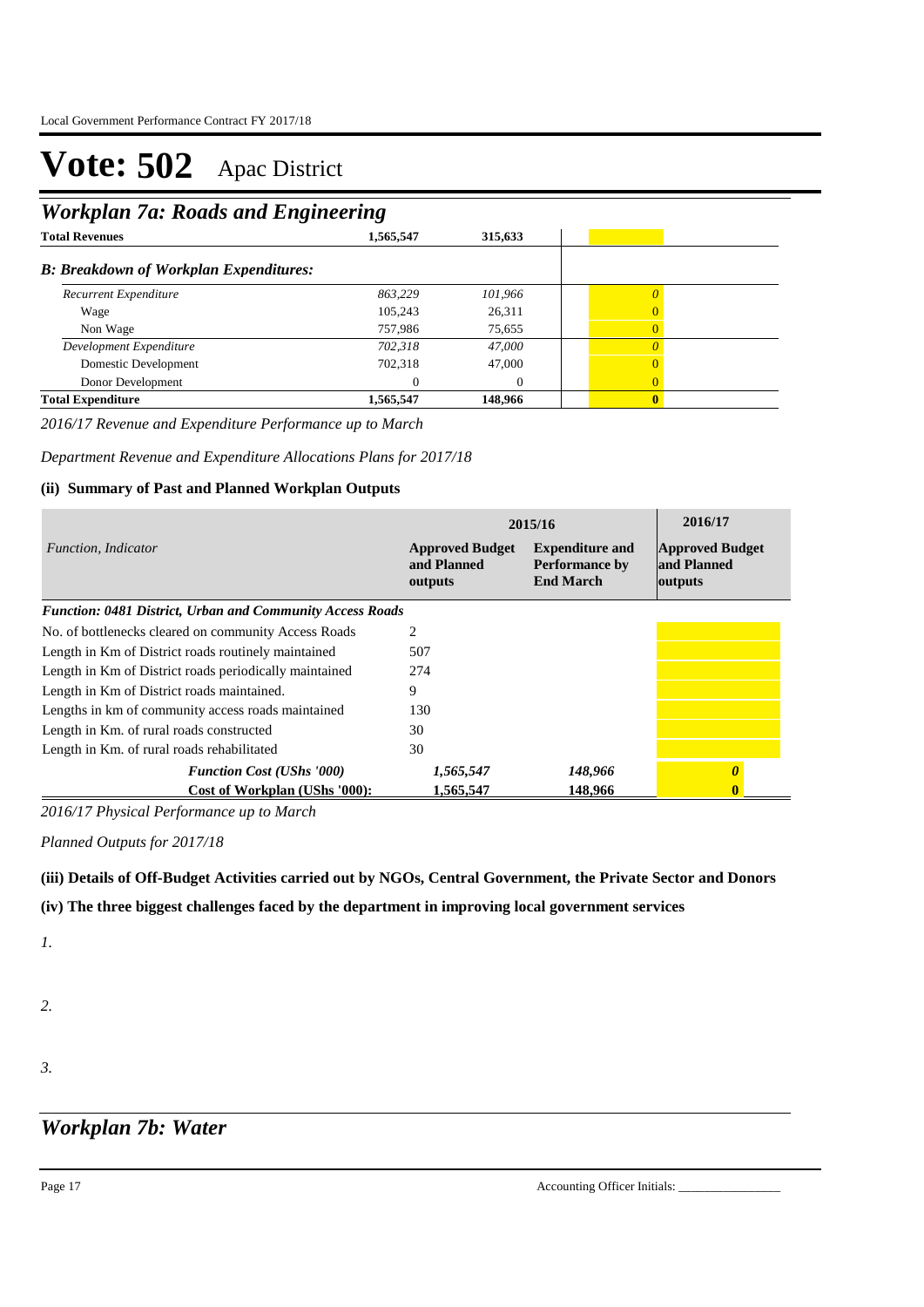# Vote: 502 Apac District

## Workplan 7a: Roads and Engineering

| | | | |
|---|---|---|---|
| **Total Revenues** | **1,565,547** | **315,633** | |
| ***B: Breakdown of Workplan Expenditures:*** | | | |
| *Recurrent Expenditure* | *863,229* | *101,966* | *0* |
| Wage | 105,243 | 26,311 | 0 |
| Non Wage | 757,986 | 75,655 | 0 |
| *Development Expenditure* | *702,318* | *47,000* | *0* |
| Domestic Development | 702,318 | 47,000 | 0 |
| Donor Development | 0 | 0 | 0 |
| **Total Expenditure** | **1,565,547** | **148,966** | **0** |

*2016/17 Revenue and Expenditure Performance up to March*

*Department Revenue and Expenditure Allocations Plans for 2017/18*

### (ii) Summary of Past and Planned Workplan Outputs

| *Function, Indicator* | 2015/16 | | 2016/17 |
|---|---|---|---|
| | **Approved Budget and Planned outputs** | **Expenditure and Performance by End March** | **Approved Budget and Planned outputs** |
| ***Function: 0481 District, Urban and Community Access Roads*** | | | |
| No. of bottlenecks cleared on community Access Roads | 2 | | |
| Length in Km of District roads routinely maintained | 507 | | |
| Length in Km of District roads periodically maintained | 274 | | |
| Length in Km of District roads maintained. | 9 | | |
| Lengths in km of community access roads maintained | 130 | | |
| Length in Km. of rural roads constructed | 30 | | |
| Length in Km. of rural roads rehabilitated | 30 | | |
| ***Function Cost (UShs '000)*** | *1,565,547* | *148,966* | ***0*** |
| **Cost of Workplan (UShs '000):** | **1,565,547** | **148,966** | **0** |

*2016/17 Physical Performance up to March*

*Planned Outputs for 2017/18*

### (iii) Details of Off-Budget Activities carried out by NGOs, Central Government, the Private Sector and Donors

### (iv) The three biggest challenges faced by the department in improving local government services

*1.*

*2.*

*3.*

## Workplan 7b: Water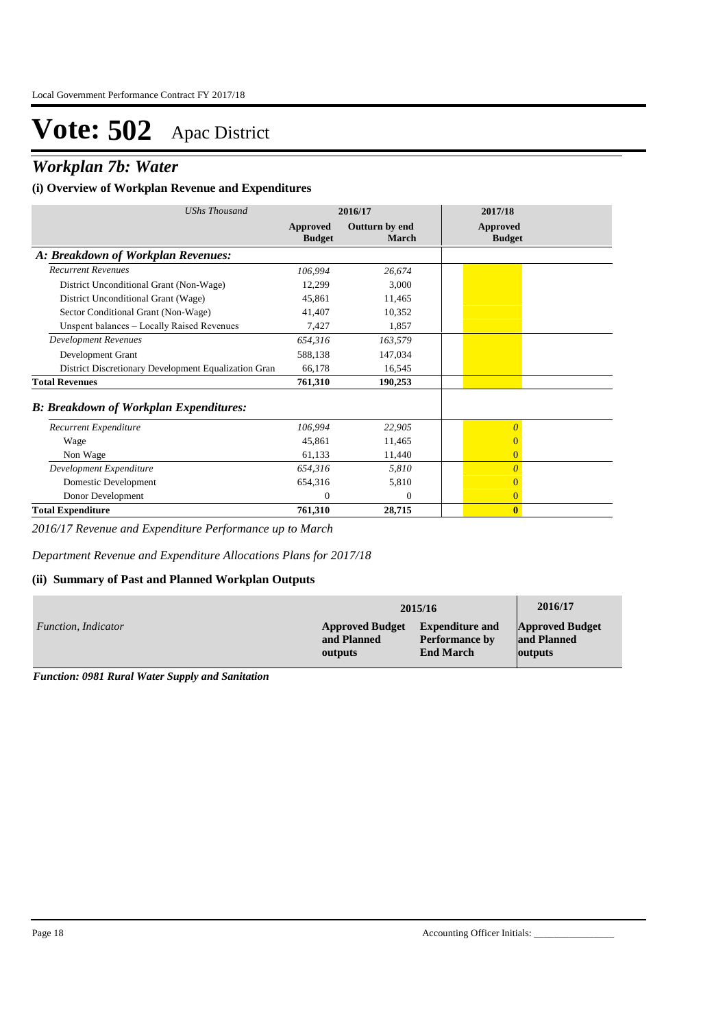# Vote: 502 Apac District

## *Workplan 7b: Water*

### (i) Overview of Workplan Revenue and Expenditures

| *UShs Thousand* | 2016/17 | | 2017/18 |
|---|---|---|---|
| | **Approved Budget** | **Outturn by end March** | **Approved Budget** |
| ***A: Breakdown of Workplan Revenues:*** | | | |
| *Recurrent Revenues* | *106,994* | *26,674* | |
| District Unconditional Grant (Non-Wage) | 12,299 | 3,000 | |
| District Unconditional Grant (Wage) | 45,861 | 11,465 | |
| Sector Conditional Grant (Non-Wage) | 41,407 | 10,352 | |
| Unspent balances – Locally Raised Revenues | 7,427 | 1,857 | |
| *Development Revenues* | *654,316* | *163,579* | |
| Development Grant | 588,138 | 147,034 | |
| District Discretionary Development Equalization Gran | 66,178 | 16,545 | |
| **Total Revenues** | **761,310** | **190,253** | |
| ***B: Breakdown of Workplan Expenditures:*** | | | |
| *Recurrent Expenditure* | *106,994* | *22,905* | *0* |
| Wage | 45,861 | 11,465 | 0 |
| Non Wage | 61,133 | 11,440 | 0 |
| *Development Expenditure* | *654,316* | *5,810* | *0* |
| Domestic Development | 654,316 | 5,810 | 0 |
| Donor Development | 0 | 0 | 0 |
| **Total Expenditure** | **761,310** | **28,715** | **0** |

*2016/17 Revenue and Expenditure Performance up to March*

*Department Revenue and Expenditure Allocations Plans for 2017/18*

### (ii) Summary of Past and Planned Workplan Outputs

| | 2015/16 | | 2016/17 |
|---|---|---|---|
| *Function, Indicator* | **Approved Budget and Planned outputs** | **Expenditure and Performance by End March** | **Approved Budget and Planned outputs** |

***Function: 0981 Rural Water Supply and Sanitation***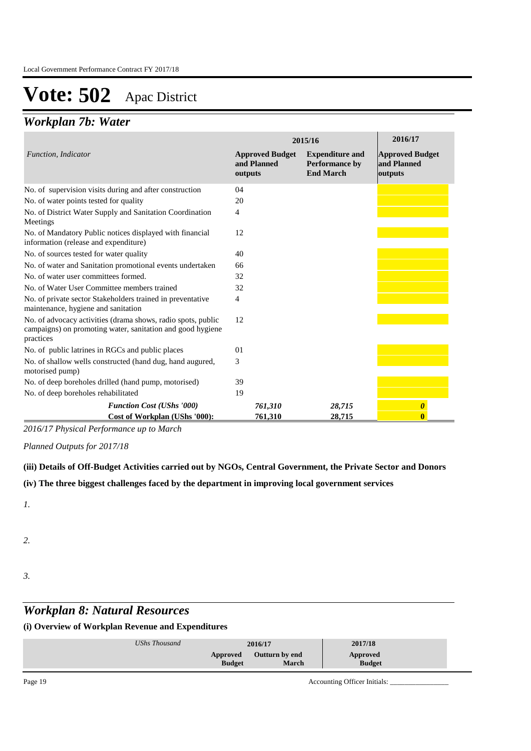# Vote: 502 Apac District

## *Workplan 7b: Water*

| *Function, Indicator* | 2015/16 Approved Budget and Planned outputs | 2015/16 Expenditure and Performance by End March | 2016/17 Approved Budget and Planned outputs |
|---|---|---|---|
| No. of supervision visits during and after construction | 04 | | |
| No. of water points tested for quality | 20 | | |
| No. of District Water Supply and Sanitation Coordination Meetings | 4 | | |
| No. of Mandatory Public notices displayed with financial information (release and expenditure) | 12 | | |
| No. of sources tested for water quality | 40 | | |
| No. of water and Sanitation promotional events undertaken | 66 | | |
| No. of water user committees formed. | 32 | | |
| No. of Water User Committee members trained | 32 | | |
| No. of private sector Stakeholders trained in preventative maintenance, hygiene and sanitation | 4 | | |
| No. of advocacy activities (drama shows, radio spots, public campaigns) on promoting water, sanitation and good hygiene practices | 12 | | |
| No. of public latrines in RGCs and public places | 01 | | |
| No. of shallow wells constructed (hand dug, hand augured, motorised pump) | 3 | | |
| No. of deep boreholes drilled (hand pump, motorised) | 39 | | |
| No. of deep boreholes rehabilitated | 19 | | |
| ***Function Cost (UShs '000)*** | *761,310* | *28,715* | *0* |
| **Cost of Workplan (UShs '000):** | **761,310** | **28,715** | **0** |

*2016/17 Physical Performance up to March*

*Planned Outputs for 2017/18*

**(iii) Details of Off-Budget Activities carried out by NGOs, Central Government, the Private Sector and Donors**

**(iv) The three biggest challenges faced by the department in improving local government services**

*1.*

*2.*

*3.*

## *Workplan 8: Natural Resources*

**(i) Overview of Workplan Revenue and Expenditures**

| *UShs Thousand* | 2016/17 Approved Budget | 2016/17 Outturn by end March | 2017/18 Approved Budget |
|---|---|---|---|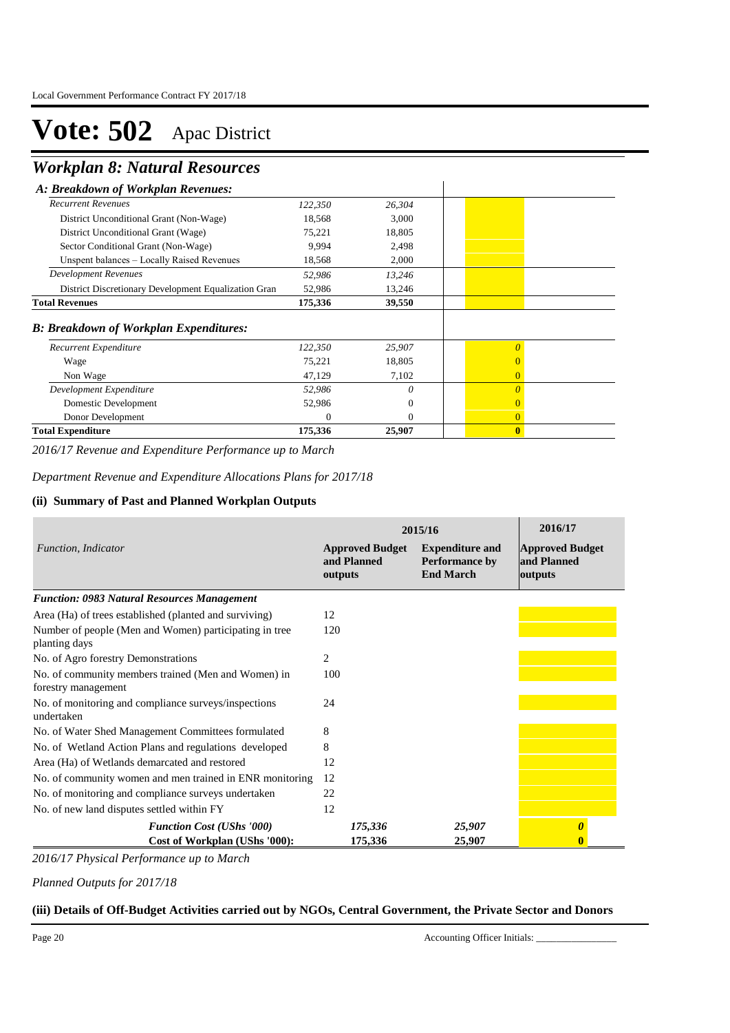# Vote: 502 Apac District

## *Workplan 8: Natural Resources*

| *A: Breakdown of Workplan Revenues:* | | | |
|---|---|---|---|
| *Recurrent Revenues* | *122,350* | *26,304* | |
| District Unconditional Grant (Non-Wage) | 18,568 | 3,000 | |
| District Unconditional Grant (Wage) | 75,221 | 18,805 | |
| Sector Conditional Grant (Non-Wage) | 9,994 | 2,498 | |
| Unspent balances – Locally Raised Revenues | 18,568 | 2,000 | |
| *Development Revenues* | *52,986* | *13,246* | |
| District Discretionary Development Equalization Gran | 52,986 | 13,246 | |
| **Total Revenues** | **175,336** | **39,550** | |
| ***B: Breakdown of Workplan Expenditures:*** | | | |
| *Recurrent Expenditure* | *122,350* | *25,907* | *0* |
| Wage | 75,221 | 18,805 | 0 |
| Non Wage | 47,129 | 7,102 | 0 |
| *Development Expenditure* | *52,986* | *0* | *0* |
| Domestic Development | 52,986 | 0 | 0 |
| Donor Development | 0 | 0 | 0 |
| **Total Expenditure** | **175,336** | **25,907** | **0** |

*2016/17 Revenue and Expenditure Performance up to March*

*Department Revenue and Expenditure Allocations Plans for 2017/18*

### (ii) Summary of Past and Planned Workplan Outputs

| *Function, Indicator* | 2015/16 | | 2016/17 |
|---|---|---|---|
| | **Approved Budget and Planned outputs** | **Expenditure and Performance by End March** | **Approved Budget and Planned outputs** |
| ***Function: 0983 Natural Resources Management*** | | | |
| Area (Ha) of trees established (planted and surviving) | 12 | | |
| Number of people (Men and Women) participating in tree planting days | 120 | | |
| No. of Agro forestry Demonstrations | 2 | | |
| No. of community members trained (Men and Women) in forestry management | 100 | | |
| No. of monitoring and compliance surveys/inspections undertaken | 24 | | |
| No. of Water Shed Management Committees formulated | 8 | | |
| No. of Wetland Action Plans and regulations developed | 8 | | |
| Area (Ha) of Wetlands demarcated and restored | 12 | | |
| No. of community women and men trained in ENR monitoring | 12 | | |
| No. of monitoring and compliance surveys undertaken | 22 | | |
| No. of new land disputes settled within FY | 12 | | |
| ***Function Cost (UShs '000)*** | ***175,336*** | ***25,907*** | ***0*** |
| **Cost of Workplan (UShs '000):** | **175,336** | **25,907** | **0** |

*2016/17 Physical Performance up to March*

*Planned Outputs for 2017/18*

### (iii) Details of Off-Budget Activities carried out by NGOs, Central Government, the Private Sector and Donors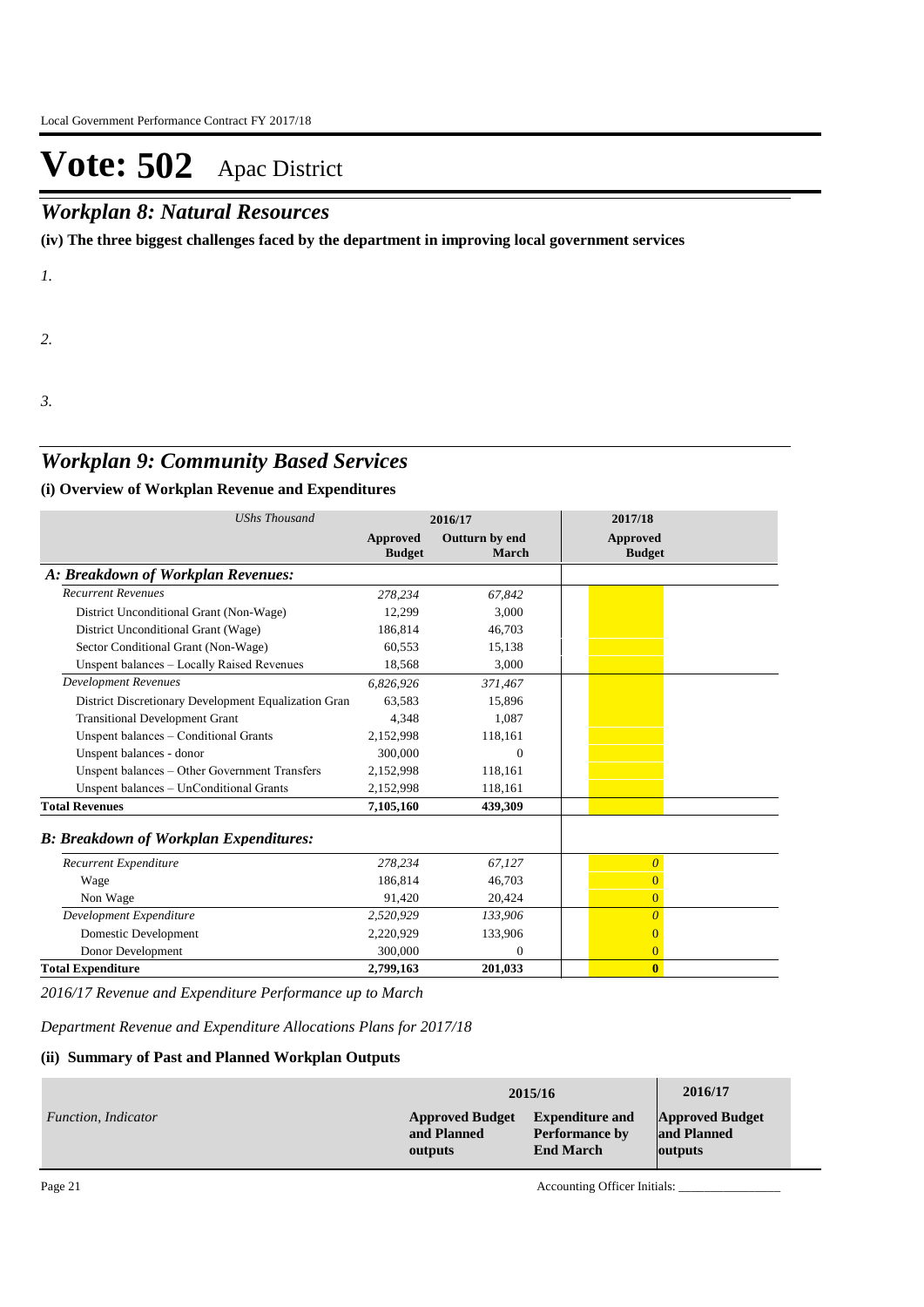# Vote: 502 Apac District

## *Workplan 8: Natural Resources*

**(iv) The three biggest challenges faced by the department in improving local government services**

*1.*

*2.*

*3.*

## *Workplan 9: Community Based Services*

### (i) Overview of Workplan Revenue and Expenditures

| *UShs Thousand* | 2016/17 | | 2017/18 |
|---|---|---|---|
| | **Approved Budget** | **Outturn by end March** | **Approved Budget** |
| ***A: Breakdown of Workplan Revenues:*** | | | |
| *Recurrent Revenues* | *278,234* | *67,842* | |
| District Unconditional Grant (Non-Wage) | 12,299 | 3,000 | |
| District Unconditional Grant (Wage) | 186,814 | 46,703 | |
| Sector Conditional Grant (Non-Wage) | 60,553 | 15,138 | |
| Unspent balances – Locally Raised Revenues | 18,568 | 3,000 | |
| *Development Revenues* | *6,826,926* | *371,467* | |
| District Discretionary Development Equalization Gran | 63,583 | 15,896 | |
| Transitional Development Grant | 4,348 | 1,087 | |
| Unspent balances – Conditional Grants | 2,152,998 | 118,161 | |
| Unspent balances - donor | 300,000 | 0 | |
| Unspent balances – Other Government Transfers | 2,152,998 | 118,161 | |
| Unspent balances – UnConditional Grants | 2,152,998 | 118,161 | |
| **Total Revenues** | **7,105,160** | **439,309** | |
| ***B: Breakdown of Workplan Expenditures:*** | | | |
| *Recurrent Expenditure* | *278,234* | *67,127* | *0* |
| Wage | 186,814 | 46,703 | 0 |
| Non Wage | 91,420 | 20,424 | 0 |
| *Development Expenditure* | *2,520,929* | *133,906* | *0* |
| Domestic Development | 2,220,929 | 133,906 | 0 |
| Donor Development | 300,000 | 0 | 0 |
| **Total Expenditure** | **2,799,163** | **201,033** | **0** |

*2016/17 Revenue and Expenditure Performance up to March*

*Department Revenue and Expenditure Allocations Plans for 2017/18*

### (ii) Summary of Past and Planned Workplan Outputs

| | 2015/16 | | 2016/17 |
|---|---|---|---|
| *Function, Indicator* | **Approved Budget and Planned outputs** | **Expenditure and Performance by End March** | **Approved Budget and Planned outputs** |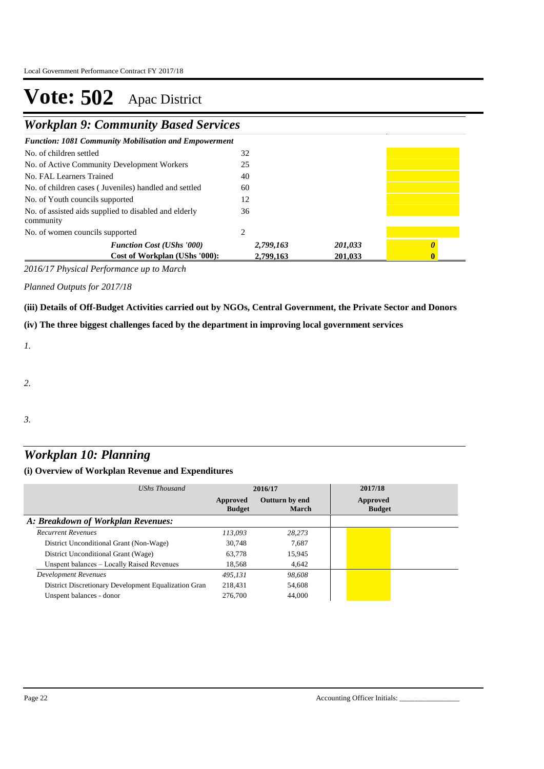# Vote: 502 Apac District

## Workplan 9: Community Based Services

| *Function: 1081 Community Mobilisation and Empowerment* | | | |
|---|---|---|---|
| No. of children settled | 32 | | |
| No. of Active Community Development Workers | 25 | | |
| No. FAL Learners Trained | 40 | | |
| No. of children cases ( Juveniles) handled and settled | 60 | | |
| No. of Youth councils supported | 12 | | |
| No. of assisted aids supplied to disabled and elderly community | 36 | | |
| No. of women councils supported | 2 | | |
| ***Function Cost (UShs '000)*** | ***2,799,163*** | ***201,033*** | ***0*** |
| **Cost of Workplan (UShs '000):** | **2,799,163** | **201,033** | **0** |

*2016/17 Physical Performance up to March*

*Planned Outputs for 2017/18*

**(iii) Details of Off-Budget Activities carried out by NGOs, Central Government, the Private Sector and Donors**

**(iv) The three biggest challenges faced by the department in improving local government services**

*1.*

*2.*

*3.*

## Workplan 10: Planning

**(i) Overview of Workplan Revenue and Expenditures**

| *UShs Thousand* | 2016/17 | | 2017/18 |
|---|---|---|---|
| | **Approved Budget** | **Outturn by end March** | **Approved Budget** |
| ***A: Breakdown of Workplan Revenues:*** | | | |
| *Recurrent Revenues* | *113,093* | *28,273* | |
| District Unconditional Grant (Non-Wage) | 30,748 | 7,687 | |
| District Unconditional Grant (Wage) | 63,778 | 15,945 | |
| Unspent balances – Locally Raised Revenues | 18,568 | 4,642 | |
| *Development Revenues* | *495,131* | *98,608* | |
| District Discretionary Development Equalization Gran | 218,431 | 54,608 | |
| Unspent balances - donor | 276,700 | 44,000 | |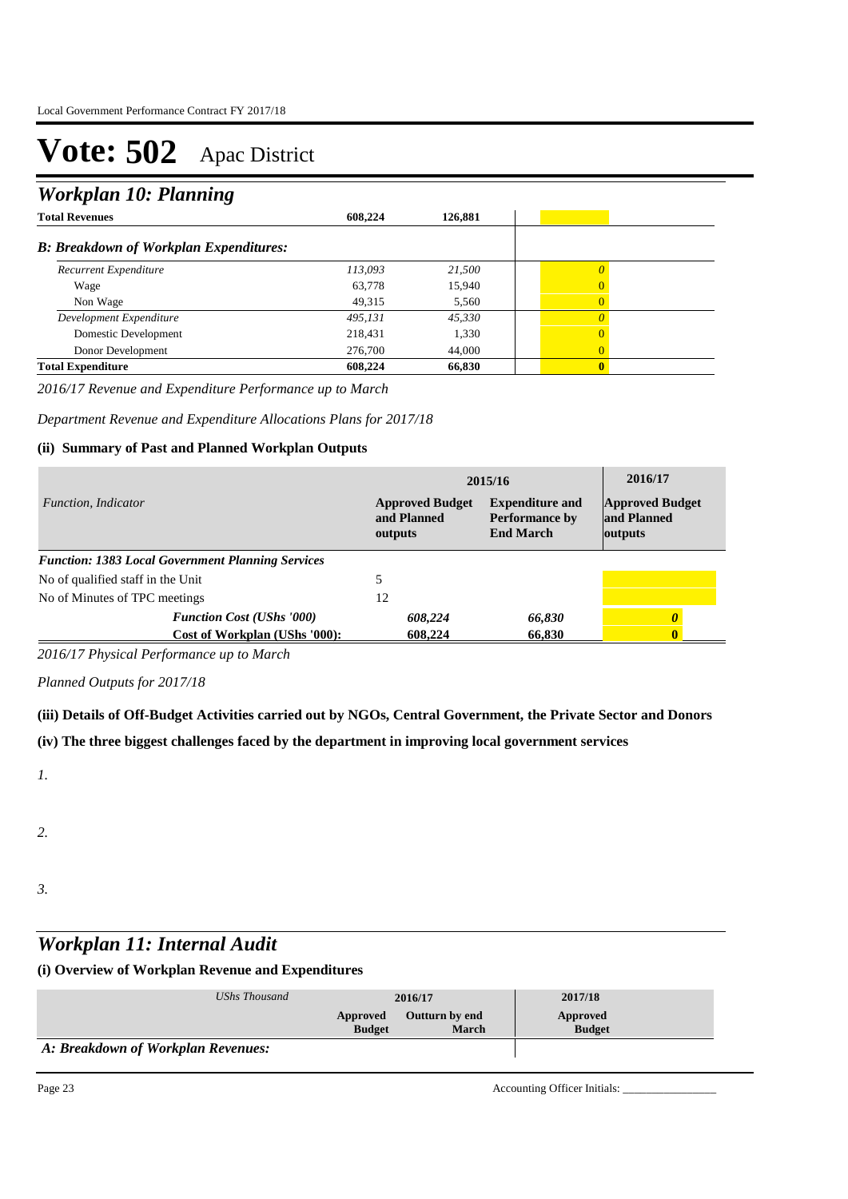# Vote: 502 Apac District

## Workplan 10: Planning

| | | | |
|---|---|---|---|
| **Total Revenues** | **608,224** | **126,881** | |
| ***B: Breakdown of Workplan Expenditures:*** | | | |
| *Recurrent Expenditure* | *113,093* | *21,500* | *0* |
| Wage | 63,778 | 15,940 | 0 |
| Non Wage | 49,315 | 5,560 | 0 |
| *Development Expenditure* | *495,131* | *45,330* | *0* |
| Domestic Development | 218,431 | 1,330 | 0 |
| Donor Development | 276,700 | 44,000 | 0 |
| **Total Expenditure** | **608,224** | **66,830** | **0** |

*2016/17 Revenue and Expenditure Performance up to March*

*Department Revenue and Expenditure Allocations Plans for 2017/18*

### (ii) Summary of Past and Planned Workplan Outputs

| *Function, Indicator* | 2015/16 Approved Budget and Planned outputs | 2015/16 Expenditure and Performance by End March | 2016/17 Approved Budget and Planned outputs |
|---|---|---|---|
| ***Function: 1383 Local Government Planning Services*** | | | |
| No of qualified staff in the Unit | 5 | | |
| No of Minutes of TPC meetings | 12 | | |
| ***Function Cost (UShs '000)*** | ***608,224*** | ***66,830*** | ***0*** |
| **Cost of Workplan (UShs '000):** | **608,224** | **66,830** | **0** |

*2016/17 Physical Performance up to March*

*Planned Outputs for 2017/18*

### (iii) Details of Off-Budget Activities carried out by NGOs, Central Government, the Private Sector and Donors

### (iv) The three biggest challenges faced by the department in improving local government services

*1.*

*2.*

*3.*

## Workplan 11: Internal Audit

### (i) Overview of Workplan Revenue and Expenditures

| *UShs Thousand* | 2016/17 Approved Budget | 2016/17 Outturn by end March | 2017/18 Approved Budget |
|---|---|---|---|
| ***A: Breakdown of Workplan Revenues:*** | | | |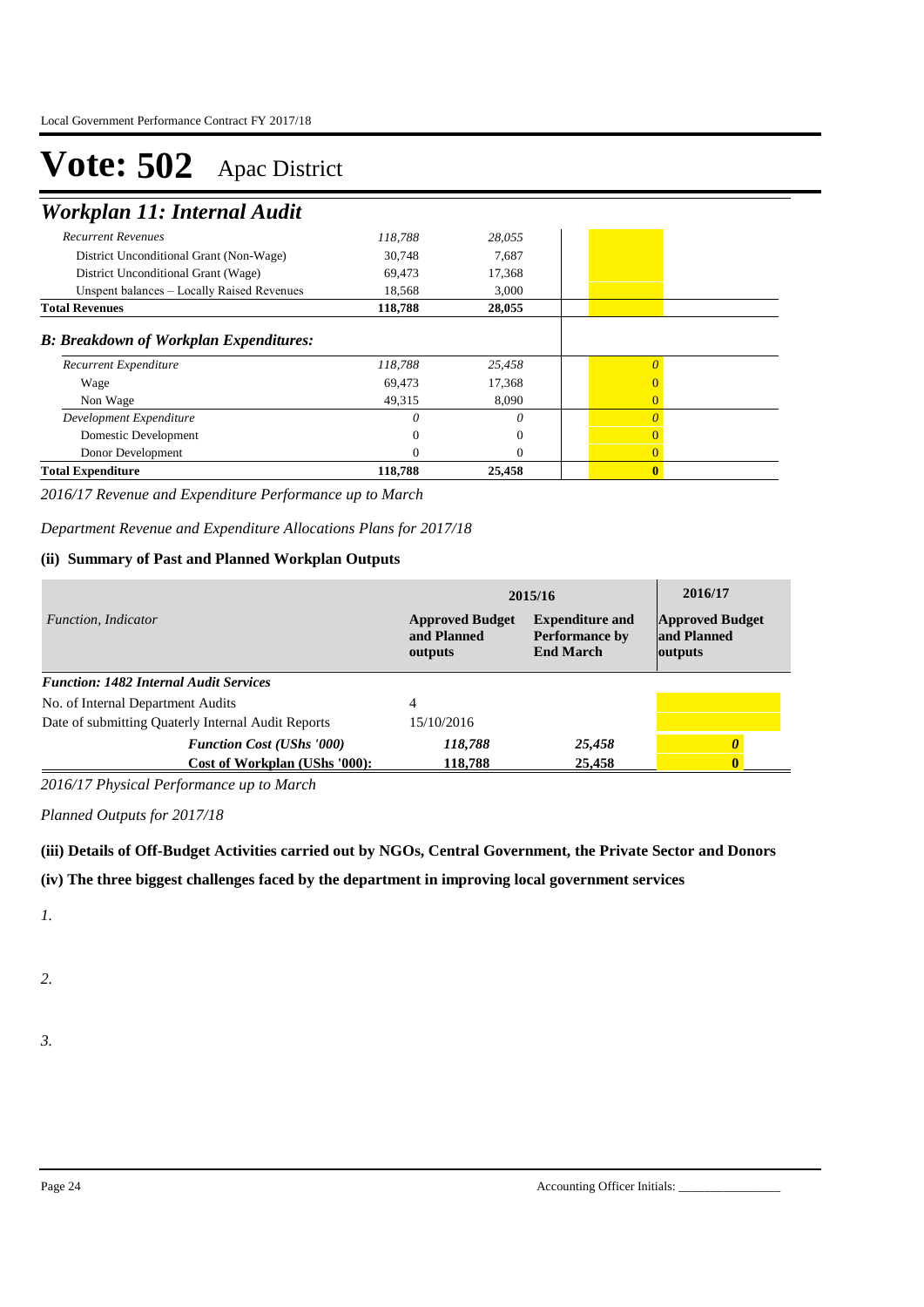Local Government Performance Contract FY 2017/18

# Vote: 502 Apac District

## Workplan 11: Internal Audit

| | | | | |
|---|---|---|---|---|
| *Recurrent Revenues* | *118,788* | *28,055* | | |
| District Unconditional Grant (Non-Wage) | 30,748 | 7,687 | | |
| District Unconditional Grant (Wage) | 69,473 | 17,368 | | |
| Unspent balances – Locally Raised Revenues | 18,568 | 3,000 | | |
| **Total Revenues** | **118,788** | **28,055** | | |
| ***B: Breakdown of Workplan Expenditures:*** | | | | |
| *Recurrent Expenditure* | *118,788* | *25,458* | *0* | |
| Wage | 69,473 | 17,368 | 0 | |
| Non Wage | 49,315 | 8,090 | 0 | |
| *Development Expenditure* | *0* | *0* | *0* | |
| Domestic Development | 0 | 0 | 0 | |
| Donor Development | 0 | 0 | 0 | |
| **Total Expenditure** | **118,788** | **25,458** | **0** | |

*2016/17 Revenue and Expenditure Performance up to March*

*Department Revenue and Expenditure Allocations Plans for 2017/18*

### (ii) Summary of Past and Planned Workplan Outputs

| | 2015/16 | | 2016/17 |
|---|---|---|---|
| *Function, Indicator* | **Approved Budget and Planned outputs** | **Expenditure and Performance by End March** | **Approved Budget and Planned outputs** |
| ***Function: 1482 Internal Audit Services*** | | | |
| No. of Internal Department Audits | 4 | | |
| Date of submitting Quaterly Internal Audit Reports | 15/10/2016 | | |
| ***Function Cost (UShs '000)*** | ***118,788*** | ***25,458*** | ***0*** |
| **Cost of Workplan (UShs '000):** | **118,788** | **25,458** | **0** |

*2016/17 Physical Performance up to March*

*Planned Outputs for 2017/18*

### (iii) Details of Off-Budget Activities carried out by NGOs, Central Government, the Private Sector and Donors

### (iv) The three biggest challenges faced by the department in improving local government services

*1.*

*2.*

*3.*

Accounting Officer Initials: ________________